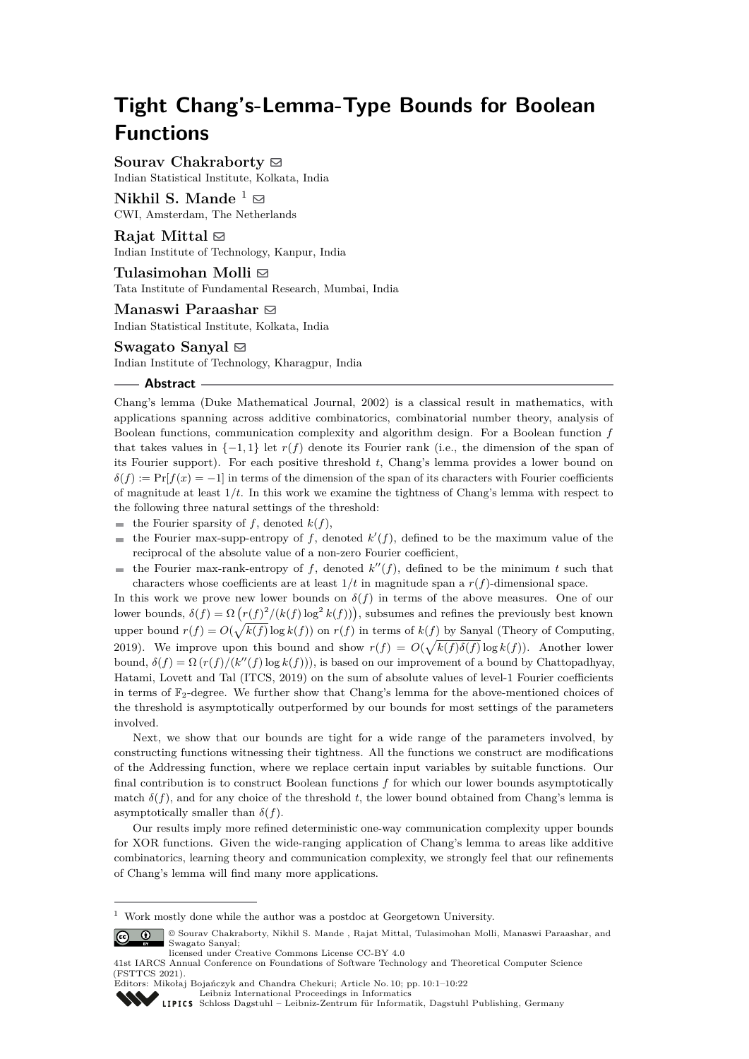# Tight Chang's-Lemma-Type Bounds for Boolean Functions

**Sourav Chakraborty** ✉
Indian Statistical Institute, Kolkata, India

**Nikhil S. Mande** [1] ✉
CWI, Amsterdam, The Netherlands

**Rajat Mittal** ✉
Indian Institute of Technology, Kanpur, India

**Tulasimohan Molli** ✉
Tata Institute of Fundamental Research, Mumbai, India

**Manaswi Paraashar** ✉
Indian Statistical Institute, Kolkata, India

**Swagato Sanyal** ✉
Indian Institute of Technology, Kharagpur, India

## Abstract

Chang's lemma (Duke Mathematical Journal, 2002) is a classical result in mathematics, with applications spanning across additive combinatorics, combinatorial number theory, analysis of Boolean functions, communication complexity and algorithm design. For a Boolean function $f$ that takes values in $\{-1, 1\}$ let $r(f)$ denote its Fourier rank (i.e., the dimension of the span of its Fourier support). For each positive threshold $t$, Chang's lemma provides a lower bound on $\delta(f) := \Pr[f(x) = -1]$ in terms of the dimension of the span of its characters with Fourier coefficients of magnitude at least $1/t$. In this work we examine the tightness of Chang's lemma with respect to the following three natural settings of the threshold:

- the Fourier sparsity of $f$, denoted $k(f)$,
- the Fourier max-supp-entropy of $f$, denoted $k'(f)$, defined to be the maximum value of the reciprocal of the absolute value of a non-zero Fourier coefficient,
- the Fourier max-rank-entropy of $f$, denoted $k''(f)$, defined to be the minimum $t$ such that characters whose coefficients are at least $1/t$ in magnitude span a $r(f)$-dimensional space.

In this work we prove new lower bounds on $\delta(f)$ in terms of the above measures. One of our lower bounds, $\delta(f) = \Omega\left(r(f)^2/(k(f)\log^2 k(f))\right)$, subsumes and refines the previously best known upper bound $r(f) = O(\sqrt{k(f)}\log k(f))$ on $r(f)$ in terms of $k(f)$ by Sanyal (Theory of Computing, 2019). We improve upon this bound and show $r(f) = O(\sqrt{k(f)\delta(f)}\log k(f))$. Another lower bound, $\delta(f) = \Omega\left(r(f)/(k''(f)\log k(f))\right)$, is based on our improvement of a bound by Chattopadhyay, Hatami, Lovett and Tal (ITCS, 2019) on the sum of absolute values of level-1 Fourier coefficients in terms of $\mathbb{F}_2$-degree. We further show that Chang's lemma for the above-mentioned choices of the threshold is asymptotically outperformed by our bounds for most settings of the parameters involved.

Next, we show that our bounds are tight for a wide range of the parameters involved, by constructing functions witnessing their tightness. All the functions we construct are modifications of the Addressing function, where we replace certain input variables by suitable functions. Our final contribution is to construct Boolean functions $f$ for which our lower bounds asymptotically match $\delta(f)$, and for any choice of the threshold $t$, the lower bound obtained from Chang's lemma is asymptotically smaller than $\delta(f)$.

Our results imply more refined deterministic one-way communication complexity upper bounds for XOR functions. Given the wide-ranging application of Chang's lemma to areas like additive combinatorics, learning theory and communication complexity, we strongly feel that our refinements of Chang's lemma will find many more applications.

---

[1] Work mostly done while the author was a postdoc at Georgetown University.

© Sourav Chakraborty, Nikhil S. Mande , Rajat Mittal, Tulasimohan Molli, Manaswi Paraashar, and Swagato Sanyal;
licensed under Creative Commons License CC-BY 4.0
41st IARCS Annual Conference on Foundations of Software Technology and Theoretical Computer Science (FSTTCS 2021).
Editors: Mikołaj Bojańczyk and Chandra Chekuri; Article No. 10; pp. 10:1–10:22
Leibniz International Proceedings in Informatics
Schloss Dagstuhl – Leibniz-Zentrum für Informatik, Dagstuhl Publishing, Germany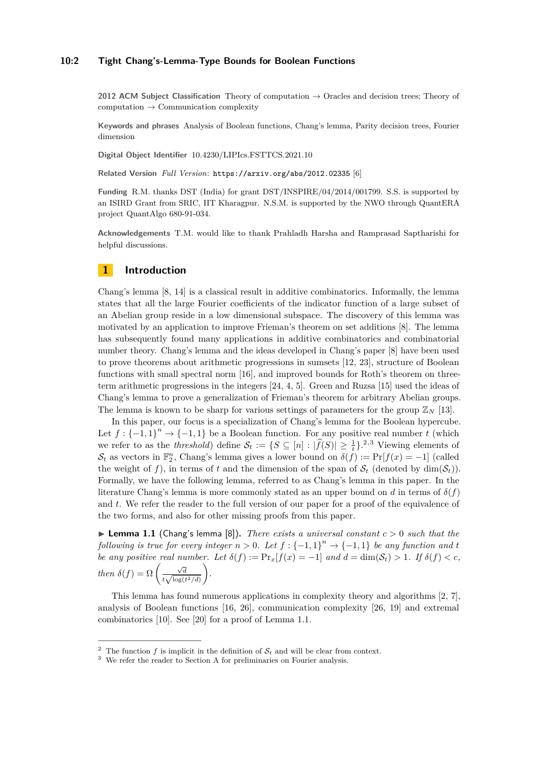**2012 ACM Subject Classification** Theory of computation → Oracles and decision trees; Theory of computation → Communication complexity

**Keywords and phrases** Analysis of Boolean functions, Chang's lemma, Parity decision trees, Fourier dimension

**Digital Object Identifier** 10.4230/LIPIcs.FSTTCS.2021.10

**Related Version** *Full Version*: https://arxiv.org/abs/2012.02335 [6]

**Funding** R.M. thanks DST (India) for grant DST/INSPIRE/04/2014/001799. S.S. is supported by an ISIRD Grant from SRIC, IIT Kharagpur. N.S.M. is supported by the NWO through QuantERA project QuantAlgo 680-91-034.

**Acknowledgements** T.M. would like to thank Prahladh Harsha and Ramprasad Saptharishi for helpful discussions.

# 1 Introduction

Chang's lemma [8, 14] is a classical result in additive combinatorics. Informally, the lemma states that all the large Fourier coefficients of the indicator function of a large subset of an Abelian group reside in a low dimensional subspace. The discovery of this lemma was motivated by an application to improve Frieman's theorem on set additions [8]. The lemma has subsequently found many applications in additive combinatorics and combinatorial number theory. Chang's lemma and the ideas developed in Chang's paper [8] have been used to prove theorems about arithmetic progressions in sumsets [12, 23], structure of Boolean functions with small spectral norm [16], and improved bounds for Roth's theorem on three-term arithmetic progressions in the integers [24, 4, 5]. Green and Ruzsa [15] used the ideas of Chang's lemma to prove a generalization of Frieman's theorem for arbitrary Abelian groups. The lemma is known to be sharp for various settings of parameters for the group $\mathbb{Z}_N$ [13].

In this paper, our focus is a specialization of Chang's lemma for the Boolean hypercube. Let $f : \{-1, 1\}^n \to \{-1, 1\}$ be a Boolean function. For any positive real number $t$ (which we refer to as the *threshold*) define $\mathcal{S}_t := \{S \subseteq [n] : |\widehat{f}(S)| \geq \frac{1}{t}\}$.[2,3] Viewing elements of $\mathcal{S}_t$ as vectors in $\mathbb{F}_2^n$, Chang's lemma gives a lower bound on $\delta(f) := \Pr[f(x) = -1]$ (called the weight of $f$), in terms of $t$ and the dimension of the span of $\mathcal{S}_t$ (denoted by $\dim(\mathcal{S}_t)$). Formally, we have the following lemma, referred to as Chang's lemma in this paper. In the literature Chang's lemma is more commonly stated as an upper bound on $d$ in terms of $\delta(f)$ and $t$. We refer the reader to the full version of our paper for a proof of the equivalence of the two forms, and also for other missing proofs from this paper.

▶ **Lemma 1.1** (Chang's lemma [8]). *There exists a universal constant $c > 0$ such that the following is true for every integer $n > 0$. Let $f : \{-1, 1\}^n \to \{-1, 1\}$ be any function and $t$ be any positive real number. Let $\delta(f) := \Pr_x[f(x) = -1]$ and $d = \dim(\mathcal{S}_t) > 1$. If $\delta(f) < c$, then $\delta(f) = \Omega\left(\frac{\sqrt{d}}{t\sqrt{\log(t^2/d)}}\right)$.*

This lemma has found numerous applications in complexity theory and algorithms [2, 7], analysis of Boolean functions [16, 26], communication complexity [26, 19] and extremal combinatorics [10]. See [20] for a proof of Lemma 1.1.

[2] The function $f$ is implicit in the definition of $\mathcal{S}_t$ and will be clear from context.

[3] We refer the reader to Section A for preliminaries on Fourier analysis.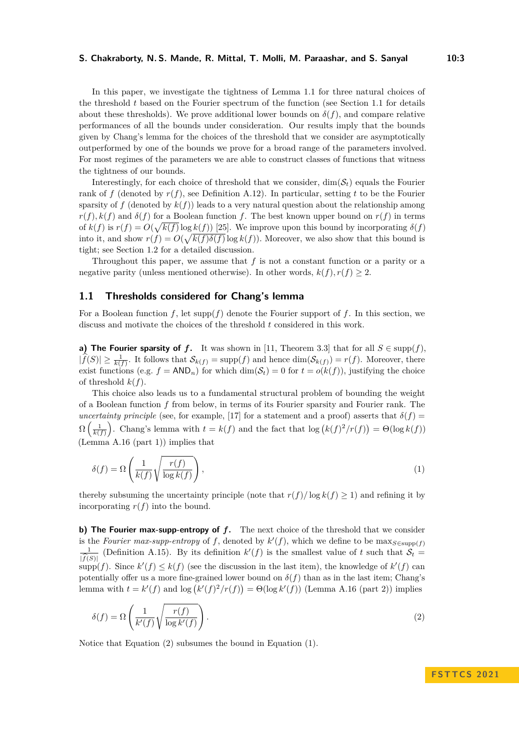In this paper, we investigate the tightness of Lemma 1.1 for three natural choices of the threshold $t$ based on the Fourier spectrum of the function (see Section 1.1 for details about these thresholds). We prove additional lower bounds on $\delta(f)$, and compare relative performances of all the bounds under consideration. Our results imply that the bounds given by Chang's lemma for the choices of the threshold that we consider are asymptotically outperformed by one of the bounds we prove for a broad range of the parameters involved. For most regimes of the parameters we are able to construct classes of functions that witness the tightness of our bounds.

Interestingly, for each choice of threshold that we consider, $\dim(\mathcal{S}_t)$ equals the Fourier rank of $f$ (denoted by $r(f)$, see Definition A.12). In particular, setting $t$ to be the Fourier sparsity of $f$ (denoted by $k(f)$) leads to a very natural question about the relationship among $r(f), k(f)$ and $\delta(f)$ for a Boolean function $f$. The best known upper bound on $r(f)$ in terms of $k(f)$ is $r(f) = O(\sqrt{k(f)} \log k(f))$ [25]. We improve upon this bound by incorporating $\delta(f)$ into it, and show $r(f) = O(\sqrt{k(f)\delta(f)} \log k(f))$. Moreover, we also show that this bound is tight; see Section 1.2 for a detailed discussion.

Throughout this paper, we assume that $f$ is not a constant function or a parity or a negative parity (unless mentioned otherwise). In other words, $k(f), r(f) \geq 2$.

## 1.1 Thresholds considered for Chang's lemma

For a Boolean function $f$, let $\mathrm{supp}(f)$ denote the Fourier support of $f$. In this section, we discuss and motivate the choices of the threshold $t$ considered in this work.

**a) The Fourier sparsity of $f$.** It was shown in [11, Theorem 3.3] that for all $S \in \mathrm{supp}(f)$, $|\widehat{f}(S)| \geq \frac{1}{k(f)}$. It follows that $\mathcal{S}_{k(f)} = \mathrm{supp}(f)$ and hence $\dim(\mathcal{S}_{k(f)}) = r(f)$. Moreover, there exist functions (e.g. $f = \mathsf{AND}_n$) for which $\dim(\mathcal{S}_t) = 0$ for $t = o(k(f))$, justifying the choice of threshold $k(f)$.

This choice also leads us to a fundamental structural problem of bounding the weight of a Boolean function $f$ from below, in terms of its Fourier sparsity and Fourier rank. The *uncertainty principle* (see, for example, [17] for a statement and a proof) asserts that $\delta(f) = \Omega\left(\frac{1}{k(f)}\right)$. Chang's lemma with $t = k(f)$ and the fact that $\log\left(k(f)^2/r(f)\right) = \Theta(\log k(f))$ (Lemma A.16 (part 1)) implies that

$$\delta(f) = \Omega\left(\frac{1}{k(f)}\sqrt{\frac{r(f)}{\log k(f)}}\right), \tag{1}$$

thereby subsuming the uncertainty principle (note that $r(f)/\log k(f) \geq 1$) and refining it by incorporating $r(f)$ into the bound.

**b) The Fourier max-supp-entropy of $f$.** The next choice of the threshold that we consider is the *Fourier max-supp-entropy* of $f$, denoted by $k'(f)$, which we define to be $\max_{S \in \mathrm{supp}(f)} \frac{1}{|\widehat{f}(S)|}$ (Definition A.15). By its definition $k'(f)$ is the smallest value of $t$ such that $\mathcal{S}_t = \mathrm{supp}(f)$. Since $k'(f) \leq k(f)$ (see the discussion in the last item), the knowledge of $k'(f)$ can potentially offer us a more fine-grained lower bound on $\delta(f)$ than as in the last item; Chang's lemma with $t = k'(f)$ and $\log\left(k'(f)^2/r(f)\right) = \Theta(\log k'(f))$ (Lemma A.16 (part 2)) implies

$$\delta(f) = \Omega\left(\frac{1}{k'(f)}\sqrt{\frac{r(f)}{\log k'(f)}}\right). \tag{2}$$

Notice that Equation (2) subsumes the bound in Equation (1).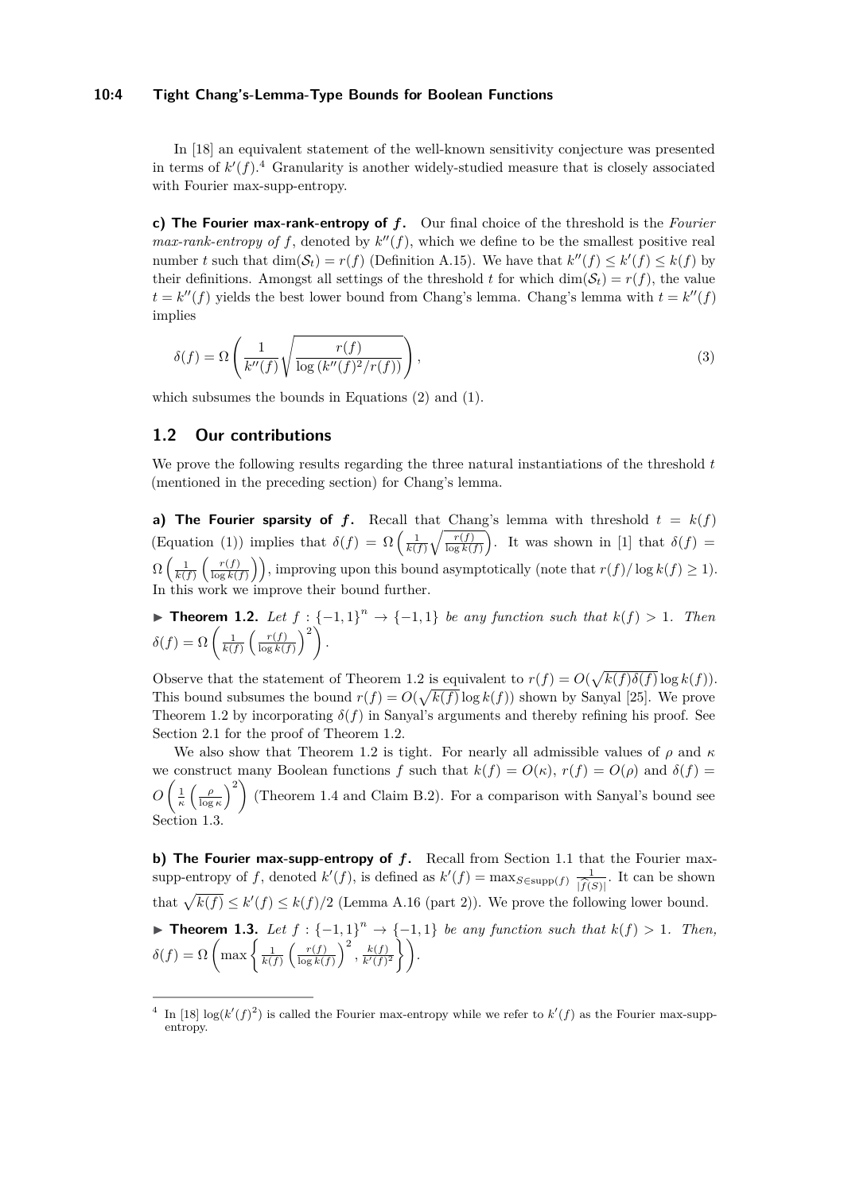In [18] an equivalent statement of the well-known sensitivity conjecture was presented in terms of $k'(f)$.[4] Granularity is another widely-studied measure that is closely associated with Fourier max-supp-entropy.

**c) The Fourier max-rank-entropy of $f$.** Our final choice of the threshold is the *Fourier max-rank-entropy of* $f$, denoted by $k''(f)$, which we define to be the smallest positive real number $t$ such that $\dim(\mathcal{S}_t) = r(f)$ (Definition A.15). We have that $k''(f) \leq k'(f) \leq k(f)$ by their definitions. Amongst all settings of the threshold $t$ for which $\dim(\mathcal{S}_t) = r(f)$, the value $t = k''(f)$ yields the best lower bound from Chang's lemma. Chang's lemma with $t = k''(f)$ implies

$$\delta(f) = \Omega\left(\frac{1}{k''(f)}\sqrt{\frac{r(f)}{\log\left(k''(f)^2/r(f)\right)}}\right), \tag{3}$$

which subsumes the bounds in Equations (2) and (1).

## 1.2 Our contributions

We prove the following results regarding the three natural instantiations of the threshold $t$ (mentioned in the preceding section) for Chang's lemma.

**a) The Fourier sparsity of $f$.** Recall that Chang's lemma with threshold $t = k(f)$ (Equation (1)) implies that $\delta(f) = \Omega\left(\frac{1}{k(f)}\sqrt{\frac{r(f)}{\log k(f)}}\right)$. It was shown in [1] that $\delta(f) = \Omega\left(\frac{1}{k(f)}\left(\frac{r(f)}{\log k(f)}\right)\right)$, improving upon this bound asymptotically (note that $r(f)/\log k(f) \geq 1$). In this work we improve their bound further.

► **Theorem 1.2.** *Let $f : \{-1,1\}^n \to \{-1,1\}$ be any function such that $k(f) > 1$. Then $\delta(f) = \Omega\left(\frac{1}{k(f)}\left(\frac{r(f)}{\log k(f)}\right)^2\right)$.*

Observe that the statement of Theorem 1.2 is equivalent to $r(f) = O(\sqrt{k(f)\delta(f)}\log k(f))$. This bound subsumes the bound $r(f) = O(\sqrt{k(f)}\log k(f))$ shown by Sanyal [25]. We prove Theorem 1.2 by incorporating $\delta(f)$ in Sanyal's arguments and thereby refining his proof. See Section 2.1 for the proof of Theorem 1.2.

We also show that Theorem 1.2 is tight. For nearly all admissible values of $\rho$ and $\kappa$ we construct many Boolean functions $f$ such that $k(f) = O(\kappa)$, $r(f) = O(\rho)$ and $\delta(f) = O\left(\frac{1}{\kappa}\left(\frac{\rho}{\log \kappa}\right)^2\right)$ (Theorem 1.4 and Claim B.2). For a comparison with Sanyal's bound see Section 1.3.

**b) The Fourier max-supp-entropy of $f$.** Recall from Section 1.1 that the Fourier max-supp-entropy of $f$, denoted $k'(f)$, is defined as $k'(f) = \max_{S \in \mathrm{supp}(f)} \frac{1}{|\widehat{f}(S)|}$. It can be shown that $\sqrt{k(f)} \leq k'(f) \leq k(f)/2$ (Lemma A.16 (part 2)). We prove the following lower bound.

► **Theorem 1.3.** *Let $f : \{-1,1\}^n \to \{-1,1\}$ be any function such that $k(f) > 1$. Then, $\delta(f) = \Omega\left(\max\left\{\frac{1}{k(f)}\left(\frac{r(f)}{\log k(f)}\right)^2, \frac{k(f)}{k'(f)^2}\right\}\right)$.*

[4] In [18] $\log(k'(f)^2)$ is called the Fourier max-entropy while we refer to $k'(f)$ as the Fourier max-supp-entropy.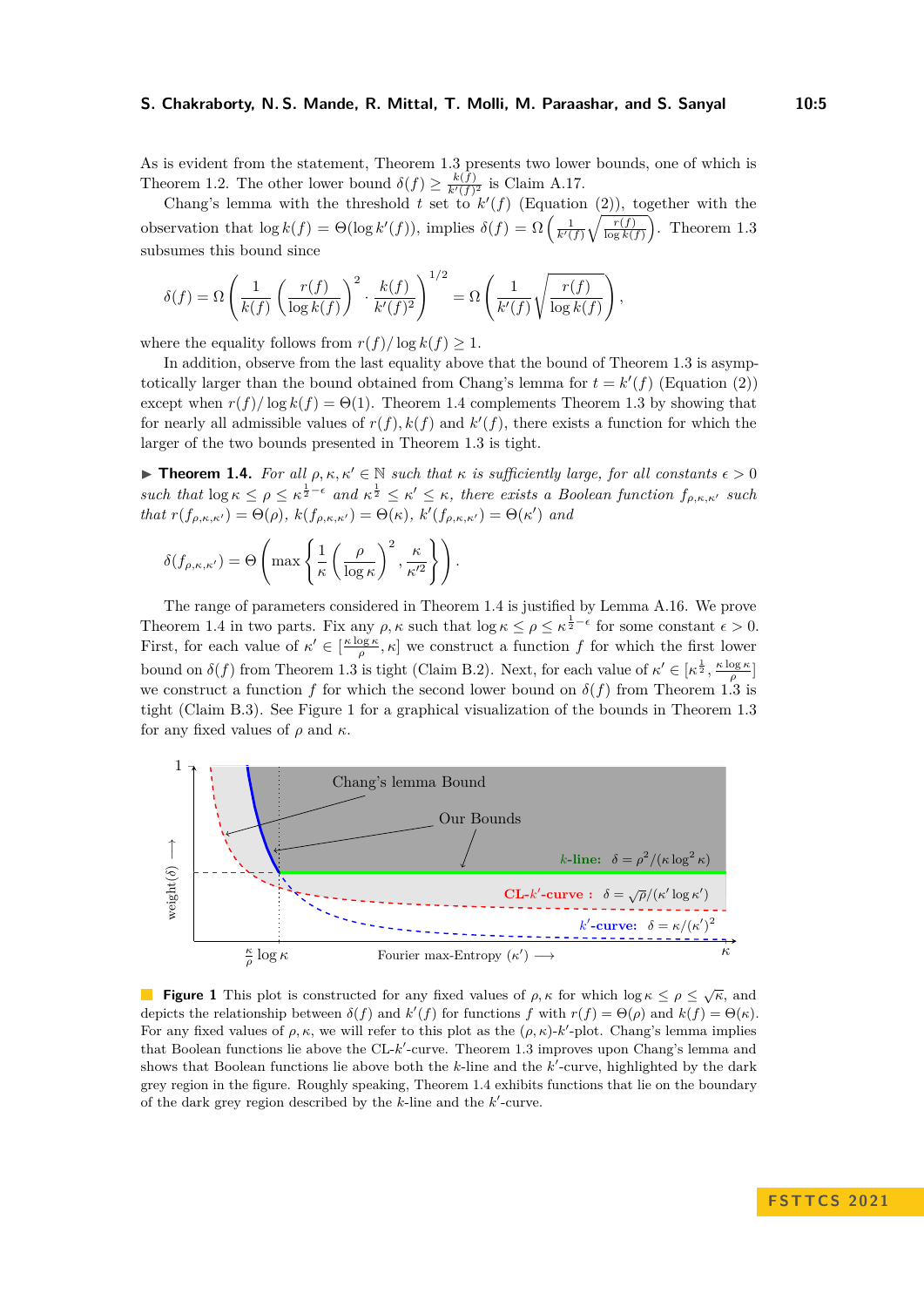As is evident from the statement, Theorem 1.3 presents two lower bounds, one of which is Theorem 1.2. The other lower bound $\delta(f) \geq \frac{k(f)}{k'(f)^2}$ is Claim A.17.

Chang's lemma with the threshold $t$ set to $k'(f)$ (Equation (2)), together with the observation that $\log k(f) = \Theta(\log k'(f))$, implies $\delta(f) = \Omega\left(\frac{1}{k'(f)}\sqrt{\frac{r(f)}{\log k(f)}}\right)$. Theorem 1.3 subsumes this bound since

$$\delta(f) = \Omega\left(\frac{1}{k(f)}\left(\frac{r(f)}{\log k(f)}\right)^2 \cdot \frac{k(f)}{k'(f)^2}\right)^{1/2} = \Omega\left(\frac{1}{k'(f)}\sqrt{\frac{r(f)}{\log k(f)}}\right),$$

where the equality follows from $r(f)/\log k(f) \geq 1$.

In addition, observe from the last equality above that the bound of Theorem 1.3 is asymptotically larger than the bound obtained from Chang's lemma for $t = k'(f)$ (Equation (2)) except when $r(f)/\log k(f) = \Theta(1)$. Theorem 1.4 complements Theorem 1.3 by showing that for nearly all admissible values of $r(f), k(f)$ and $k'(f)$, there exists a function for which the larger of the two bounds presented in Theorem 1.3 is tight.

▶ **Theorem 1.4.** *For all $\rho, \kappa, \kappa' \in \mathbb{N}$ such that $\kappa$ is sufficiently large, for all constants $\epsilon > 0$ such that $\log \kappa \leq \rho \leq \kappa^{\frac{1}{2}-\epsilon}$ and $\kappa^{\frac{1}{2}} \leq \kappa' \leq \kappa$, there exists a Boolean function $f_{\rho,\kappa,\kappa'}$ such that $r(f_{\rho,\kappa,\kappa'}) = \Theta(\rho)$, $k(f_{\rho,\kappa,\kappa'}) = \Theta(\kappa)$, $k'(f_{\rho,\kappa,\kappa'}) = \Theta(\kappa')$ and*

$$\delta(f_{\rho,\kappa,\kappa'}) = \Theta\left(\max\left\{\frac{1}{\kappa}\left(\frac{\rho}{\log \kappa}\right)^2, \frac{\kappa}{\kappa'^2}\right\}\right).$$

The range of parameters considered in Theorem 1.4 is justified by Lemma A.16. We prove Theorem 1.4 in two parts. Fix any $\rho, \kappa$ such that $\log \kappa \leq \rho \leq \kappa^{\frac{1}{2}-\epsilon}$ for some constant $\epsilon > 0$. First, for each value of $\kappa' \in [\frac{\kappa \log \kappa}{\rho}, \kappa]$ we construct a function $f$ for which the first lower bound on $\delta(f)$ from Theorem 1.3 is tight (Claim B.2). Next, for each value of $\kappa' \in [\kappa^{\frac{1}{2}}, \frac{\kappa \log \kappa}{\rho}]$ we construct a function $f$ for which the second lower bound on $\delta(f)$ from Theorem 1.3 is tight (Claim B.3). See Figure 1 for a graphical visualization of the bounds in Theorem 1.3 for any fixed values of $\rho$ and $\kappa$.

**Figure 1** This plot is constructed for any fixed values of $\rho, \kappa$ for which $\log \kappa \leq \rho \leq \sqrt{\kappa}$, and depicts the relationship between $\delta(f)$ and $k'(f)$ for functions $f$ with $r(f) = \Theta(\rho)$ and $k(f) = \Theta(\kappa)$. For any fixed values of $\rho, \kappa$, we will refer to this plot as the $(\rho, \kappa)$-$k'$-plot. Chang's lemma implies that Boolean functions lie above the CL-$k'$-curve. Theorem 1.3 improves upon Chang's lemma and shows that Boolean functions lie above both the $k$-line and the $k'$-curve, highlighted by the dark grey region in the figure. Roughly speaking, Theorem 1.4 exhibits functions that lie on the boundary of the dark grey region described by the $k$-line and the $k'$-curve.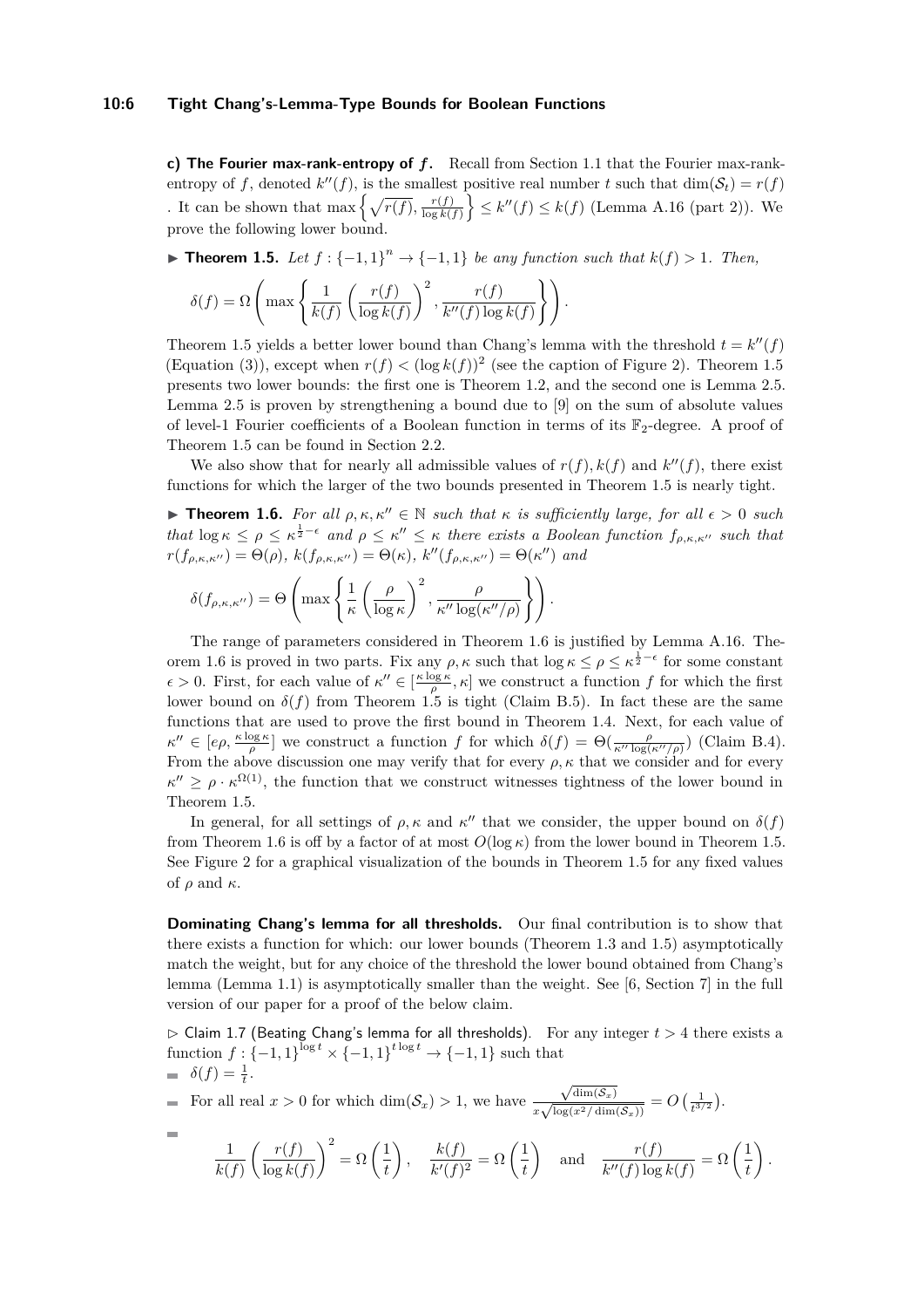**c) The Fourier max-rank-entropy of $f$.** Recall from Section 1.1 that the Fourier max-rank-entropy of $f$, denoted $k''(f)$, is the smallest positive real number $t$ such that $\dim(\mathcal{S}_t) = r(f)$ . It can be shown that $\max\left\{\sqrt{r(f)}, \frac{r(f)}{\log k(f)}\right\} \leq k''(f) \leq k(f)$ (Lemma A.16 (part 2)). We prove the following lower bound.

▶ **Theorem 1.5.** *Let $f : \{-1,1\}^n \to \{-1,1\}$ be any function such that $k(f) > 1$. Then,*

$$\delta(f) = \Omega\left(\max\left\{\frac{1}{k(f)}\left(\frac{r(f)}{\log k(f)}\right)^2, \frac{r(f)}{k''(f)\log k(f)}\right\}\right).$$

Theorem 1.5 yields a better lower bound than Chang's lemma with the threshold $t = k''(f)$ (Equation (3)), except when $r(f) < (\log k(f))^2$ (see the caption of Figure 2). Theorem 1.5 presents two lower bounds: the first one is Theorem 1.2, and the second one is Lemma 2.5. Lemma 2.5 is proven by strengthening a bound due to [9] on the sum of absolute values of level-1 Fourier coefficients of a Boolean function in terms of its $\mathbb{F}_2$-degree. A proof of Theorem 1.5 can be found in Section 2.2.

We also show that for nearly all admissible values of $r(f), k(f)$ and $k''(f)$, there exist functions for which the larger of the two bounds presented in Theorem 1.5 is nearly tight.

▶ **Theorem 1.6.** *For all $\rho, \kappa, \kappa'' \in \mathbb{N}$ such that $\kappa$ is sufficiently large, for all $\epsilon > 0$ such that $\log \kappa \leq \rho \leq \kappa^{\frac{1}{2}-\epsilon}$ and $\rho \leq \kappa'' \leq \kappa$ there exists a Boolean function $f_{\rho,\kappa,\kappa''}$ such that $r(f_{\rho,\kappa,\kappa''}) = \Theta(\rho)$, $k(f_{\rho,\kappa,\kappa''}) = \Theta(\kappa)$, $k''(f_{\rho,\kappa,\kappa''}) = \Theta(\kappa'')$ and*

$$\delta(f_{\rho,\kappa,\kappa''}) = \Theta\left(\max\left\{\frac{1}{\kappa}\left(\frac{\rho}{\log \kappa}\right)^2, \frac{\rho}{\kappa'' \log(\kappa''/\rho)}\right\}\right).$$

The range of parameters considered in Theorem 1.6 is justified by Lemma A.16. Theorem 1.6 is proved in two parts. Fix any $\rho, \kappa$ such that $\log \kappa \leq \rho \leq \kappa^{\frac{1}{2}-\epsilon}$ for some constant $\epsilon > 0$. First, for each value of $\kappa'' \in [\frac{\kappa \log \kappa}{\rho}, \kappa]$ we construct a function $f$ for which the first lower bound on $\delta(f)$ from Theorem 1.5 is tight (Claim B.5). In fact these are the same functions that are used to prove the first bound in Theorem 1.4. Next, for each value of $\kappa'' \in [e\rho, \frac{\kappa \log \kappa}{\rho}]$ we construct a function $f$ for which $\delta(f) = \Theta(\frac{\rho}{\kappa'' \log(\kappa''/\rho)})$ (Claim B.4). From the above discussion one may verify that for every $\rho, \kappa$ that we consider and for every $\kappa'' \geq \rho \cdot \kappa^{\Omega(1)}$, the function that we construct witnesses tightness of the lower bound in Theorem 1.5.

In general, for all settings of $\rho, \kappa$ and $\kappa''$ that we consider, the upper bound on $\delta(f)$ from Theorem 1.6 is off by a factor of at most $O(\log \kappa)$ from the lower bound in Theorem 1.5. See Figure 2 for a graphical visualization of the bounds in Theorem 1.5 for any fixed values of $\rho$ and $\kappa$.

**Dominating Chang's lemma for all thresholds.** Our final contribution is to show that there exists a function for which: our lower bounds (Theorem 1.3 and 1.5) asymptotically match the weight, but for any choice of the threshold the lower bound obtained from Chang's lemma (Lemma 1.1) is asymptotically smaller than the weight. See [6, Section 7] in the full version of our paper for a proof of the below claim.

▷ Claim 1.7 (Beating Chang's lemma for all thresholds). For any integer $t > 4$ there exists a function $f : \{-1,1\}^{\log t} \times \{-1,1\}^{t \log t} \to \{-1,1\}$ such that

- $\delta(f) = \frac{1}{t}$.
- For all real $x > 0$ for which $\dim(\mathcal{S}_x) > 1$, we have $\frac{\sqrt{\dim(\mathcal{S}_x)}}{x\sqrt{\log(x^2/\dim(\mathcal{S}_x))}} = O\left(\frac{1}{t^{3/2}}\right)$.
- $$\frac{1}{k(f)}\left(\frac{r(f)}{\log k(f)}\right)^2 = \Omega\left(\frac{1}{t}\right), \quad \frac{k(f)}{k'(f)^2} = \Omega\left(\frac{1}{t}\right) \quad \text{and} \quad \frac{r(f)}{k''(f)\log k(f)} = \Omega\left(\frac{1}{t}\right).$$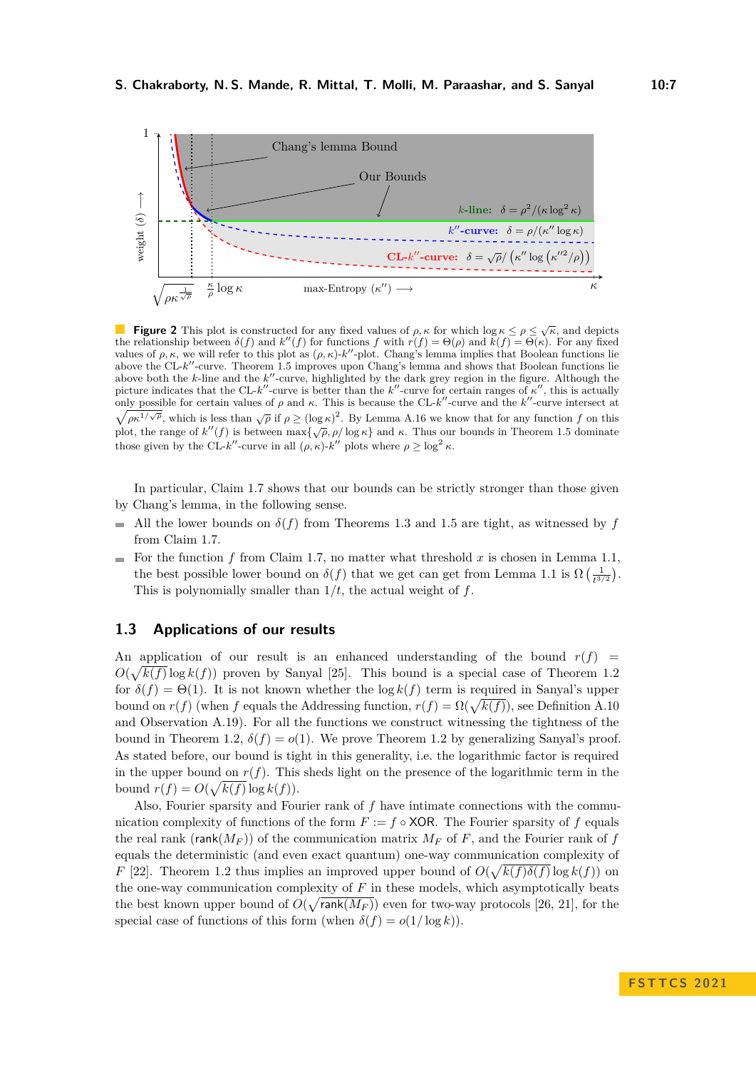**Figure 2** This plot is constructed for any fixed values of $\rho, \kappa$ for which $\log \kappa \leq \rho \leq \sqrt{\kappa}$, and depicts the relationship between $\delta(f)$ and $k''(f)$ for functions $f$ with $r(f) = \Theta(\rho)$ and $k(f) = \Theta(\kappa)$. For any fixed values of $\rho, \kappa$, we will refer to this plot as $(\rho, \kappa)$-$k''$-plot. Chang's lemma implies that Boolean functions lie above the CL-$k''$-curve. Theorem 1.5 improves upon Chang's lemma and shows that Boolean functions lie above both the $k$-line and the $k''$-curve, highlighted by the dark grey region in the figure. Although the picture indicates that the CL-$k''$-curve is better than the $k''$-curve for certain ranges of $\kappa''$, this is actually only possible for certain values of $\rho$ and $\kappa$. This is because the CL-$k''$-curve and the $k''$-curve intersect at $\sqrt{\rho\kappa^{1/\sqrt{\rho}}}$, which is less than $\sqrt{\rho}$ if $\rho \geq (\log \kappa)^2$. By Lemma A.16 we know that for any function $f$ on this plot, the range of $k''(f)$ is between $\max\{\sqrt{\rho}, \rho/\log\kappa\}$ and $\kappa$. Thus our bounds in Theorem 1.5 dominate those given by the CL-$k''$-curve in all $(\rho, \kappa)$-$k''$ plots where $\rho \geq \log^2 \kappa$.

In particular, Claim 1.7 shows that our bounds can be strictly stronger than those given by Chang's lemma, in the following sense.

- All the lower bounds on $\delta(f)$ from Theorems 1.3 and 1.5 are tight, as witnessed by $f$ from Claim 1.7.
- For the function $f$ from Claim 1.7, no matter what threshold $x$ is chosen in Lemma 1.1, the best possible lower bound on $\delta(f)$ that we get can get from Lemma 1.1 is $\Omega\left(\frac{1}{t^{3/2}}\right)$. This is polynomially smaller than $1/t$, the actual weight of $f$.

## 1.3 Applications of our results

An application of our result is an enhanced understanding of the bound $r(f) = O(\sqrt{k(f)}\log k(f))$ proven by Sanyal [25]. This bound is a special case of Theorem 1.2 for $\delta(f) = \Theta(1)$. It is not known whether the $\log k(f)$ term is required in Sanyal's upper bound on $r(f)$ (when $f$ equals the Addressing function, $r(f) = \Omega(\sqrt{k(f)})$, see Definition A.10 and Observation A.19). For all the functions we construct witnessing the tightness of the bound in Theorem 1.2, $\delta(f) = o(1)$. We prove Theorem 1.2 by generalizing Sanyal's proof. As stated before, our bound is tight in this generality, i.e. the logarithmic factor is required in the upper bound on $r(f)$. This sheds light on the presence of the logarithmic term in the bound $r(f) = O(\sqrt{k(f)}\log k(f))$.

Also, Fourier sparsity and Fourier rank of $f$ have intimate connections with the communication complexity of functions of the form $F := f \circ \mathsf{XOR}$. The Fourier sparsity of $f$ equals the real rank ($\mathsf{rank}(M_F)$) of the communication matrix $M_F$ of $F$, and the Fourier rank of $f$ equals the deterministic (and even exact quantum) one-way communication complexity of $F$ [22]. Theorem 1.2 thus implies an improved upper bound of $O(\sqrt{k(f)\delta(f)}\log k(f))$ on the one-way communication complexity of $F$ in these models, which asymptotically beats the best known upper bound of $O(\sqrt{\mathsf{rank}(M_F)})$ even for two-way protocols [26, 21], for the special case of functions of this form (when $\delta(f) = o(1/\log k)$).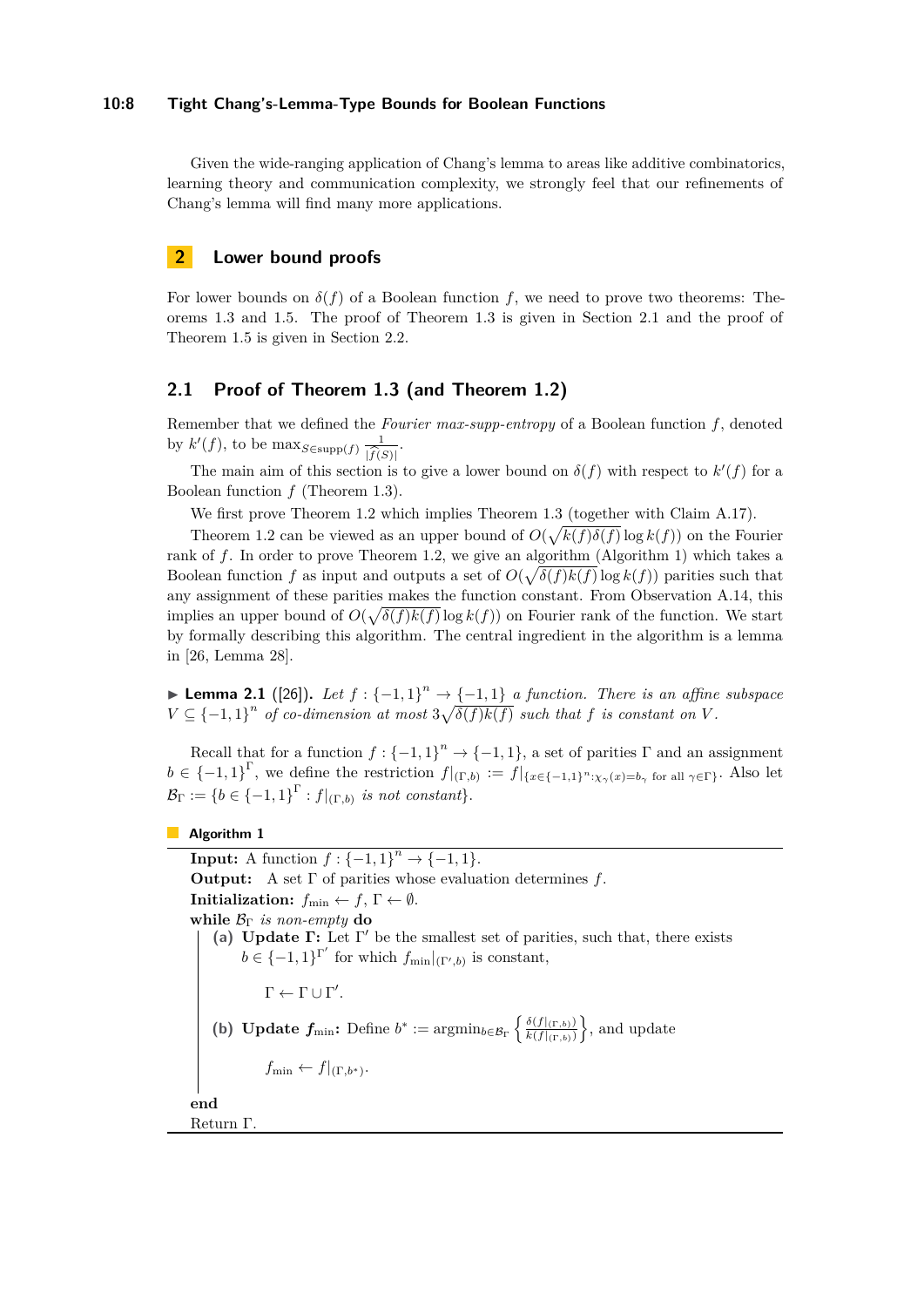Given the wide-ranging application of Chang's lemma to areas like additive combinatorics, learning theory and communication complexity, we strongly feel that our refinements of Chang's lemma will find many more applications.

## 2 Lower bound proofs

For lower bounds on $\delta(f)$ of a Boolean function $f$, we need to prove two theorems: Theorems 1.3 and 1.5. The proof of Theorem 1.3 is given in Section 2.1 and the proof of Theorem 1.5 is given in Section 2.2.

### 2.1 Proof of Theorem 1.3 (and Theorem 1.2)

Remember that we defined the *Fourier max-supp-entropy* of a Boolean function $f$, denoted by $k'(f)$, to be $\max_{S\in \mathrm{supp}(f)} \frac{1}{|\widehat{f}(S)|}$.

The main aim of this section is to give a lower bound on $\delta(f)$ with respect to $k'(f)$ for a Boolean function $f$ (Theorem 1.3).

We first prove Theorem 1.2 which implies Theorem 1.3 (together with Claim A.17).

Theorem 1.2 can be viewed as an upper bound of $O(\sqrt{k(f)\delta(f)}\log k(f))$ on the Fourier rank of $f$. In order to prove Theorem 1.2, we give an algorithm (Algorithm 1) which takes a Boolean function $f$ as input and outputs a set of $O(\sqrt{\delta(f)k(f)}\log k(f))$ parities such that any assignment of these parities makes the function constant. From Observation A.14, this implies an upper bound of $O(\sqrt{\delta(f)k(f)}\log k(f))$ on Fourier rank of the function. We start by formally describing this algorithm. The central ingredient in the algorithm is a lemma in [26, Lemma 28].

▶ **Lemma 2.1** ([26]). *Let $f : \{-1, 1\}^n \to \{-1, 1\}$ a function. There is an affine subspace $V \subseteq \{-1, 1\}^n$ of co-dimension at most $3\sqrt{\delta(f)k(f)}$ such that $f$ is constant on $V$.*

Recall that for a function $f : \{-1, 1\}^n \to \{-1, 1\}$, a set of parities $\Gamma$ and an assignment $b \in \{-1, 1\}^\Gamma$, we define the restriction $f|_{(\Gamma,b)} := f|_{\{x\in\{-1,1\}^n : \chi_\gamma(x)=b_\gamma \text{ for all } \gamma\in\Gamma\}}$. Also let $\mathcal{B}_\Gamma := \{b \in \{-1, 1\}^\Gamma : f|_{(\Gamma,b)}$ *is not constant*$\}$.

**Algorithm 1**

**Input:** A function $f : \{-1, 1\}^n \to \{-1, 1\}$.
**Output:** A set $\Gamma$ of parities whose evaluation determines $f$.
**Initialization:** $f_{\min} \leftarrow f$, $\Gamma \leftarrow \emptyset$.
**while** $\mathcal{B}_\Gamma$ *is non-empty* **do**

- **(a) Update $\Gamma$:** Let $\Gamma'$ be the smallest set of parities, such that, there exists $b \in \{-1, 1\}^{\Gamma'}$ for which $f_{\min}|_{(\Gamma',b)}$ is constant,

  $$\Gamma \leftarrow \Gamma \cup \Gamma'.$$

- **(b) Update $f_{\min}$:** Define $b^* := \mathrm{argmin}_{b\in\mathcal{B}_\Gamma} \left\{ \frac{\delta(f|_{(\Gamma,b)})}{k(f|_{(\Gamma,b)})} \right\}$, and update

  $$f_{\min} \leftarrow f|_{(\Gamma,b^*)}.$$

**end**
Return $\Gamma$.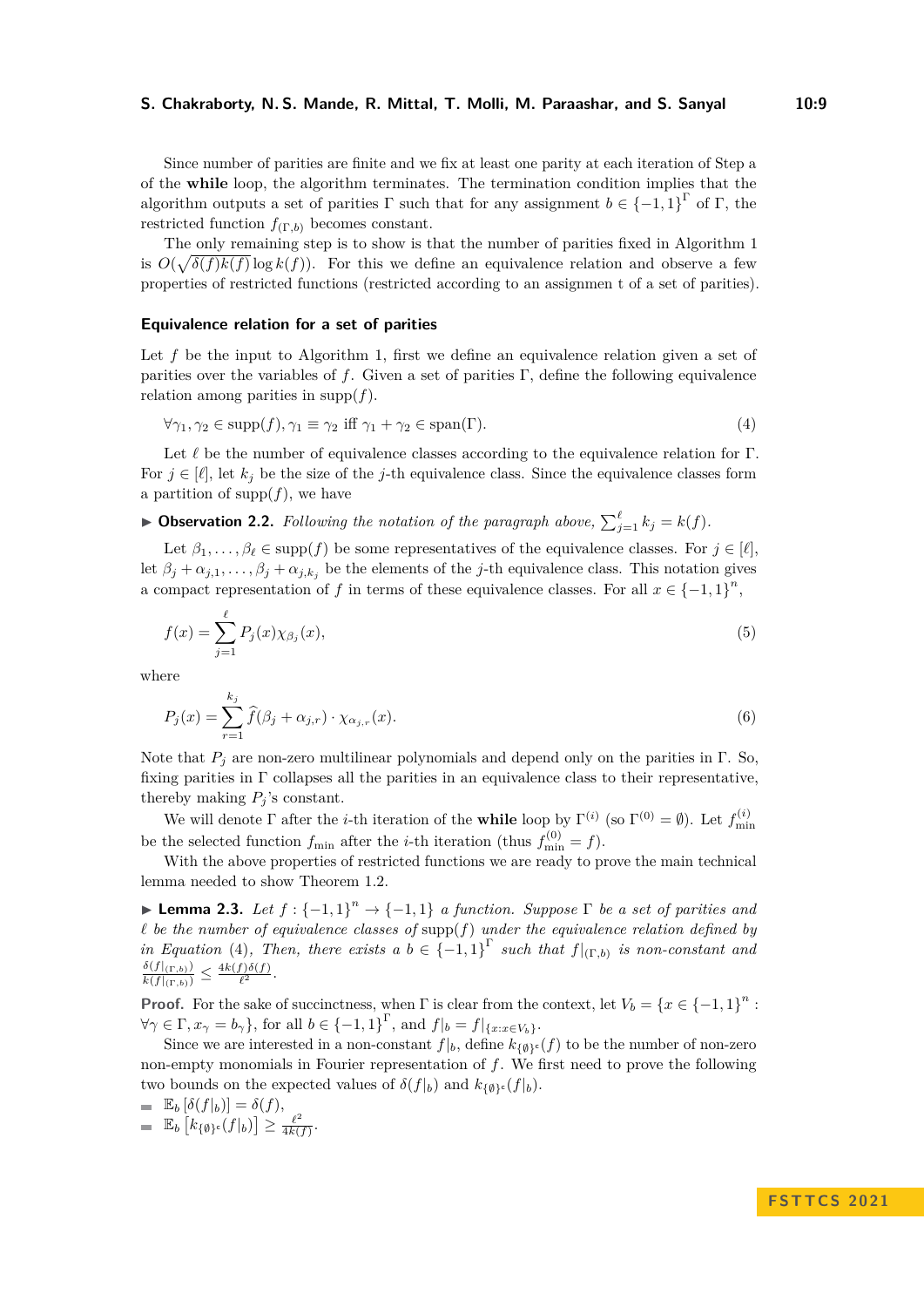Since number of parities are finite and we fix at least one parity at each iteration of Step a of the **while** loop, the algorithm terminates. The termination condition implies that the algorithm outputs a set of parities $\Gamma$ such that for any assignment $b \in \{-1,1\}^{\Gamma}$ of $\Gamma$, the restricted function $f_{(\Gamma,b)}$ becomes constant.

The only remaining step is to show is that the number of parities fixed in Algorithm 1 is $O(\sqrt{\delta(f)k(f)}\log k(f))$. For this we define an equivalence relation and observe a few properties of restricted functions (restricted according to an assignmen t of a set of parities).

### Equivalence relation for a set of parities

Let $f$ be the input to Algorithm 1, first we define an equivalence relation given a set of parities over the variables of $f$. Given a set of parities $\Gamma$, define the following equivalence relation among parities in $\mathrm{supp}(f)$.

$$\forall \gamma_1, \gamma_2 \in \mathrm{supp}(f), \gamma_1 \equiv \gamma_2 \text{ iff } \gamma_1 + \gamma_2 \in \mathrm{span}(\Gamma). \tag{4}$$

Let $\ell$ be the number of equivalence classes according to the equivalence relation for $\Gamma$. For $j \in [\ell]$, let $k_j$ be the size of the $j$-th equivalence class. Since the equivalence classes form a partition of $\mathrm{supp}(f)$, we have

▶ **Observation 2.2.** *Following the notation of the paragraph above,* $\sum_{j=1}^{\ell} k_j = k(f)$.

Let $\beta_1, \ldots, \beta_\ell \in \mathrm{supp}(f)$ be some representatives of the equivalence classes. For $j \in [\ell]$, let $\beta_j + \alpha_{j,1}, \ldots, \beta_j + \alpha_{j,k_j}$ be the elements of the $j$-th equivalence class. This notation gives a compact representation of $f$ in terms of these equivalence classes. For all $x \in \{-1,1\}^n$,

$$f(x) = \sum_{j=1}^{\ell} P_j(x)\chi_{\beta_j}(x), \tag{5}$$

where

$$P_j(x) = \sum_{r=1}^{k_j} \widehat{f}(\beta_j + \alpha_{j,r}) \cdot \chi_{\alpha_{j,r}}(x). \tag{6}$$

Note that $P_j$ are non-zero multilinear polynomials and depend only on the parities in $\Gamma$. So, fixing parities in $\Gamma$ collapses all the parities in an equivalence class to their representative, thereby making $P_j$'s constant.

We will denote $\Gamma$ after the $i$-th iteration of the **while** loop by $\Gamma^{(i)}$ (so $\Gamma^{(0)} = \emptyset$). Let $f_{\min}^{(i)}$ be the selected function $f_{\min}$ after the $i$-th iteration (thus $f_{\min}^{(0)} = f$).

With the above properties of restricted functions we are ready to prove the main technical lemma needed to show Theorem 1.2.

▶ **Lemma 2.3.** *Let $f : \{-1,1\}^n \to \{-1,1\}$ a function. Suppose $\Gamma$ be a set of parities and $\ell$ be the number of equivalence classes of* $\mathrm{supp}(f)$ *under the equivalence relation defined by in Equation* (4)*, Then, there exists a $b \in \{-1,1\}^{\Gamma}$ such that $f|_{(\Gamma,b)}$ is non-constant and* $\frac{\delta(f|_{(\Gamma,b)})}{k(f|_{(\Gamma,b)})} \leq \frac{4k(f)\delta(f)}{\ell^2}$.

**Proof.** For the sake of succinctness, when $\Gamma$ is clear from the context, let $V_b = \{x \in \{-1,1\}^n : \forall \gamma \in \Gamma, x_\gamma = b_\gamma\}$, for all $b \in \{-1,1\}^{\Gamma}$, and $f|_b = f|_{\{x : x \in V_b\}}$.

Since we are interested in a non-constant $f|_b$, define $k_{\{\emptyset\}^c}(f)$ to be the number of non-zero non-empty monomials in Fourier representation of $f$. We first need to prove the following two bounds on the expected values of $\delta(f|_b)$ and $k_{\{\emptyset\}^c}(f|_b)$.

- $\mathbb{E}_b[\delta(f|_b)] = \delta(f)$,
- $\mathbb{E}_b\left[k_{\{\emptyset\}^c}(f|_b)\right] \geq \frac{\ell^2}{4k(f)}$.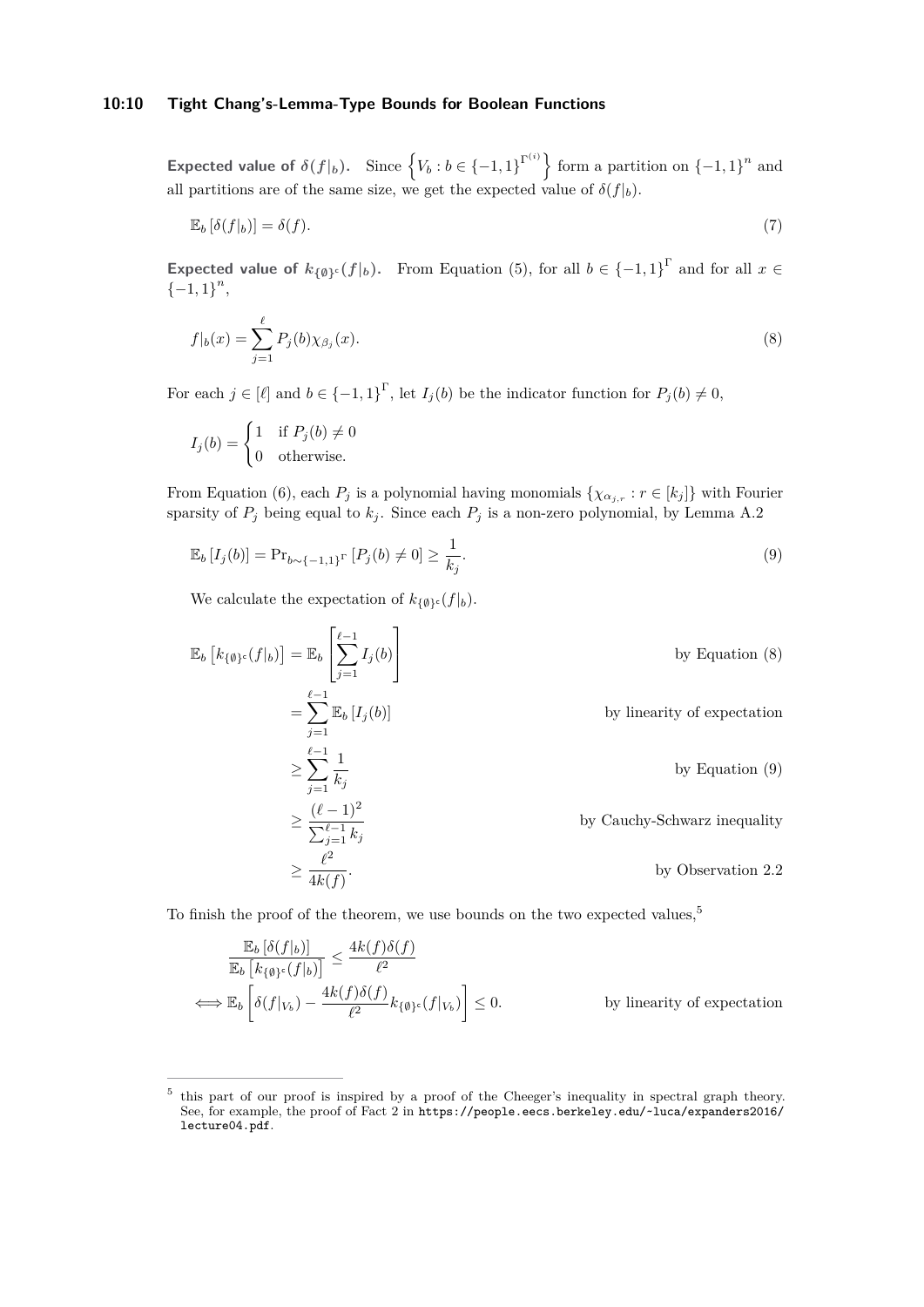**Expected value of $\delta(f|_b)$.** Since $\left\{V_b : b \in \{-1,1\}^{\Gamma^{(i)}}\right\}$ form a partition on $\{-1,1\}^n$ and all partitions are of the same size, we get the expected value of $\delta(f|_b)$.

$$\mathbb{E}_b\left[\delta(f|_b)\right] = \delta(f). \tag{7}$$

**Expected value of $k_{\{\emptyset\}^c}(f|_b)$.** From Equation (5), for all $b \in \{-1,1\}^\Gamma$ and for all $x \in \{-1,1\}^n$,

$$f|_b(x) = \sum_{j=1}^{\ell} P_j(b)\chi_{\beta_j}(x). \tag{8}$$

For each $j \in [\ell]$ and $b \in \{-1,1\}^\Gamma$, let $I_j(b)$ be the indicator function for $P_j(b) \neq 0$,

$$I_j(b) = \begin{cases} 1 & \text{if } P_j(b) \neq 0 \\ 0 & \text{otherwise.} \end{cases}$$

From Equation (6), each $P_j$ is a polynomial having monomials $\{\chi_{\alpha_{j,r}} : r \in [k_j]\}$ with Fourier sparsity of $P_j$ being equal to $k_j$. Since each $P_j$ is a non-zero polynomial, by Lemma A.2

$$\mathbb{E}_b\left[I_j(b)\right] = \Pr_{b\sim\{-1,1\}^\Gamma}\left[P_j(b) \neq 0\right] \geq \frac{1}{k_j}. \tag{9}$$

We calculate the expectation of $k_{\{\emptyset\}^c}(f|_b)$.

$$\begin{aligned}
\mathbb{E}_b\left[k_{\{\emptyset\}^c}(f|_b)\right] &= \mathbb{E}_b\left[\sum_{j=1}^{\ell-1} I_j(b)\right] && \text{by Equation (8)} \\
&= \sum_{j=1}^{\ell-1} \mathbb{E}_b\left[I_j(b)\right] && \text{by linearity of expectation} \\
&\geq \sum_{j=1}^{\ell-1} \frac{1}{k_j} && \text{by Equation (9)} \\
&\geq \frac{(\ell-1)^2}{\sum_{j=1}^{\ell-1} k_j} && \text{by Cauchy-Schwarz inequality} \\
&\geq \frac{\ell^2}{4k(f)}. && \text{by Observation 2.2}
\end{aligned}$$

To finish the proof of the theorem, we use bounds on the two expected values,[5]

$$\begin{aligned}
&\frac{\mathbb{E}_b\left[\delta(f|_b)\right]}{\mathbb{E}_b\left[k_{\{\emptyset\}^c}(f|_b)\right]} \leq \frac{4k(f)\delta(f)}{\ell^2} \\
\iff &\mathbb{E}_b\left[\delta(f|_{V_b}) - \frac{4k(f)\delta(f)}{\ell^2} k_{\{\emptyset\}^c}(f|_{V_b})\right] \leq 0. && \text{by linearity of expectation}
\end{aligned}$$

[5] this part of our proof is inspired by a proof of the Cheeger's inequality in spectral graph theory. See, for example, the proof of Fact 2 in `https://people.eecs.berkeley.edu/~luca/expanders2016/lecture04.pdf`.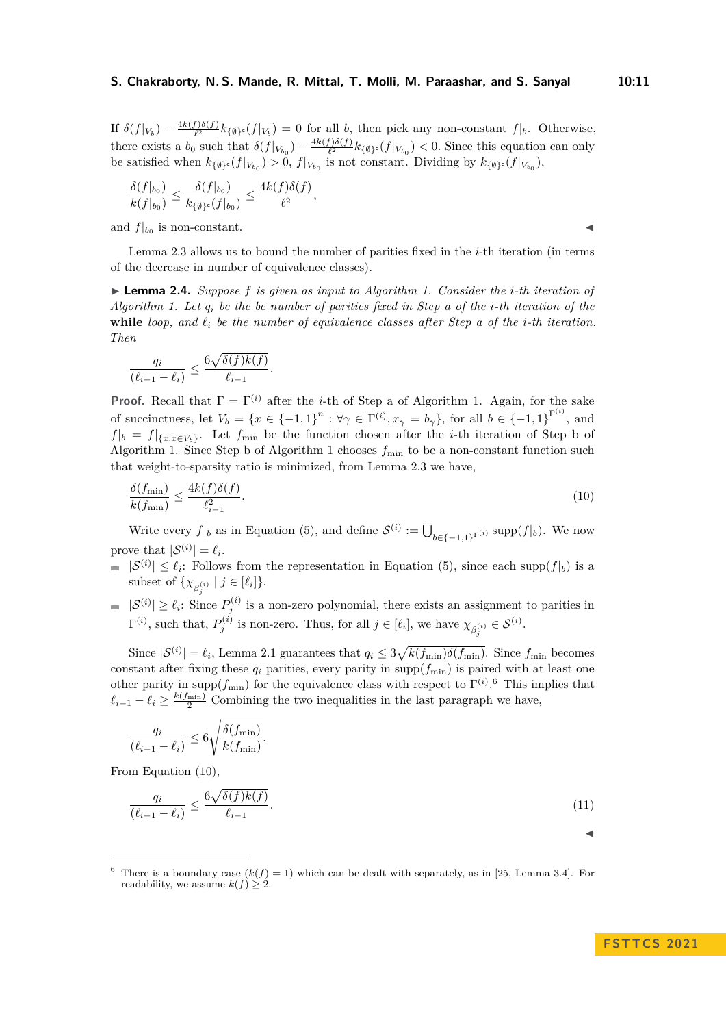If $\delta(f|_{V_b}) - \frac{4k(f)\delta(f)}{\ell^2} k_{\{\emptyset\}^c}(f|_{V_b}) = 0$ for all $b$, then pick any non-constant $f|_b$. Otherwise, there exists a $b_0$ such that $\delta(f|_{V_{b_0}}) - \frac{4k(f)\delta(f)}{\ell^2} k_{\{\emptyset\}^c}(f|_{V_{b_0}}) < 0$. Since this equation can only be satisfied when $k_{\{\emptyset\}^c}(f|_{V_{b_0}}) > 0$, $f|_{V_{b_0}}$ is not constant. Dividing by $k_{\{\emptyset\}^c}(f|_{V_{b_0}})$,

$$\frac{\delta(f|_{b_0})}{k(f|_{b_0})} \leq \frac{\delta(f|_{b_0})}{k_{\{\emptyset\}^c}(f|_{b_0})} \leq \frac{4k(f)\delta(f)}{\ell^2},$$

and $f|_{b_0}$ is non-constant. ◀

Lemma 2.3 allows us to bound the number of parities fixed in the $i$-th iteration (in terms of the decrease in number of equivalence classes).

▶ **Lemma 2.4.** *Suppose $f$ is given as input to Algorithm 1. Consider the $i$-th iteration of Algorithm 1. Let $q_i$ be the be number of parities fixed in Step a of the $i$-th iteration of the* **while** *loop, and $\ell_i$ be the number of equivalence classes after Step a of the $i$-th iteration. Then*

$$\frac{q_i}{(\ell_{i-1} - \ell_i)} \leq \frac{6\sqrt{\delta(f)k(f)}}{\ell_{i-1}}.$$

**Proof.** Recall that $\Gamma = \Gamma^{(i)}$ after the $i$-th of Step a of Algorithm 1. Again, for the sake of succinctness, let $V_b = \{x \in \{-1,1\}^n : \forall \gamma \in \Gamma^{(i)}, x_\gamma = b_\gamma\}$, for all $b \in \{-1,1\}^{\Gamma^{(i)}}$, and $f|_b = f|_{\{x : x \in V_b\}}$. Let $f_{\min}$ be the function chosen after the $i$-th iteration of Step b of Algorithm 1. Since Step b of Algorithm 1 chooses $f_{\min}$ to be a non-constant function such that weight-to-sparsity ratio is minimized, from Lemma 2.3 we have,

$$\frac{\delta(f_{\min})}{k(f_{\min})} \leq \frac{4k(f)\delta(f)}{\ell_{i-1}^2}. \tag{10}$$

Write every $f|_b$ as in Equation (5), and define $\mathcal{S}^{(i)} := \bigcup_{b \in \{-1,1\}^{\Gamma^{(i)}}} \text{supp}(f|_b)$. We now prove that $|\mathcal{S}^{(i)}| = \ell_i$.

- $|\mathcal{S}^{(i)}| \leq \ell_i$: Follows from the representation in Equation (5), since each $\text{supp}(f|_b)$ is a subset of $\{\chi_{\beta_j^{(i)}} \mid j \in [\ell_i]\}$.
- $|\mathcal{S}^{(i)}| \geq \ell_i$: Since $P_j^{(i)}$ is a non-zero polynomial, there exists an assignment to parities in $\Gamma^{(i)}$, such that, $P_j^{(i)}$ is non-zero. Thus, for all $j \in [\ell_i]$, we have $\chi_{\beta_j^{(i)}} \in \mathcal{S}^{(i)}$.

Since $|\mathcal{S}^{(i)}| = \ell_i$, Lemma 2.1 guarantees that $q_i \leq 3\sqrt{k(f_{\min})\delta(f_{\min})}$. Since $f_{\min}$ becomes constant after fixing these $q_i$ parities, every parity in $\text{supp}(f_{\min})$ is paired with at least one other parity in $\text{supp}(f_{\min})$ for the equivalence class with respect to $\Gamma^{(i)}$.[6] This implies that $\ell_{i-1} - \ell_i \geq \frac{k(f_{\min})}{2}$. Combining the two inequalities in the last paragraph we have,

$$\frac{q_i}{(\ell_{i-1} - \ell_i)} \leq 6\sqrt{\frac{\delta(f_{\min})}{k(f_{\min})}}.$$

From Equation (10),

$$\frac{q_i}{(\ell_{i-1} - \ell_i)} \leq \frac{6\sqrt{\delta(f)k(f)}}{\ell_{i-1}}. \tag{11}$$

◀

[6] There is a boundary case ($k(f) = 1$) which can be dealt with separately, as in [25, Lemma 3.4]. For readability, we assume $k(f) \geq 2$.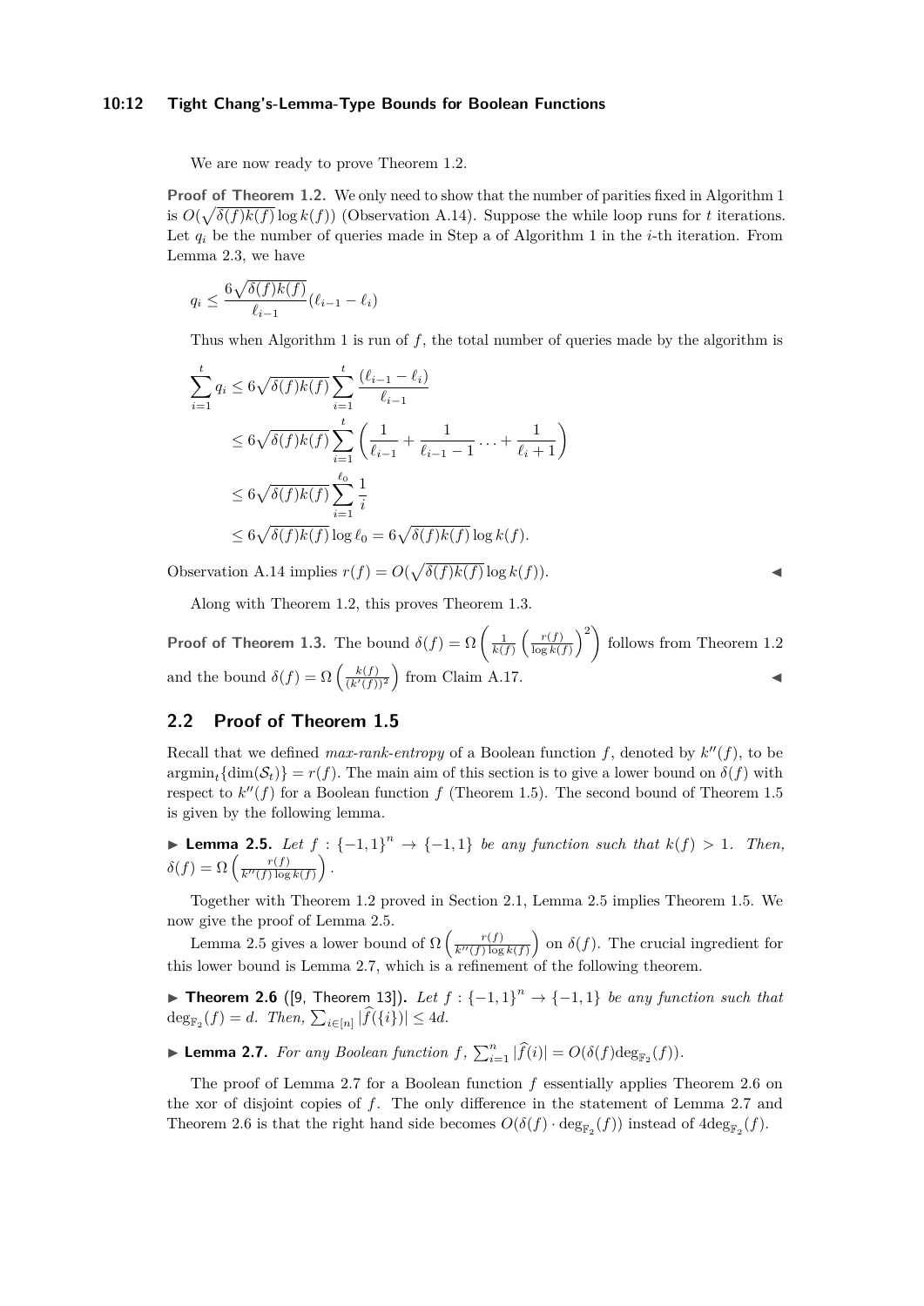We are now ready to prove Theorem 1.2.

**Proof of Theorem 1.2.** We only need to show that the number of parities fixed in Algorithm 1 is $O(\sqrt{\delta(f)k(f)}\log k(f))$ (Observation A.14). Suppose the while loop runs for $t$ iterations. Let $q_i$ be the number of queries made in Step a of Algorithm 1 in the $i$-th iteration. From Lemma 2.3, we have

$$q_i \leq \frac{6\sqrt{\delta(f)k(f)}}{\ell_{i-1}}(\ell_{i-1} - \ell_i)$$

Thus when Algorithm 1 is run of $f$, the total number of queries made by the algorithm is

$$\begin{aligned}
\sum_{i=1}^{t} q_i &\leq 6\sqrt{\delta(f)k(f)} \sum_{i=1}^{t} \frac{(\ell_{i-1} - \ell_i)}{\ell_{i-1}} \\
&\leq 6\sqrt{\delta(f)k(f)} \sum_{i=1}^{t} \left( \frac{1}{\ell_{i-1}} + \frac{1}{\ell_{i-1}-1} \ldots + \frac{1}{\ell_i + 1} \right) \\
&\leq 6\sqrt{\delta(f)k(f)} \sum_{i=1}^{\ell_0} \frac{1}{i} \\
&\leq 6\sqrt{\delta(f)k(f)} \log \ell_0 = 6\sqrt{\delta(f)k(f)} \log k(f).
\end{aligned}$$

Observation A.14 implies $r(f) = O(\sqrt{\delta(f)k(f)}\log k(f))$. ◀

Along with Theorem 1.2, this proves Theorem 1.3.

**Proof of Theorem 1.3.** The bound $\delta(f) = \Omega\left(\frac{1}{k(f)}\left(\frac{r(f)}{\log k(f)}\right)^2\right)$ follows from Theorem 1.2 and the bound $\delta(f) = \Omega\left(\frac{k(f)}{(k'(f))^2}\right)$ from Claim A.17. ◀

## 2.2 Proof of Theorem 1.5

Recall that we defined *max-rank-entropy* of a Boolean function $f$, denoted by $k''(f)$, to be $\text{argmin}_t\{\dim(\mathcal{S}_t)\} = r(f)$. The main aim of this section is to give a lower bound on $\delta(f)$ with respect to $k''(f)$ for a Boolean function $f$ (Theorem 1.5). The second bound of Theorem 1.5 is given by the following lemma.

▶ **Lemma 2.5.** *Let $f : \{-1,1\}^n \to \{-1,1\}$ be any function such that $k(f) > 1$. Then, $\delta(f) = \Omega\left(\frac{r(f)}{k''(f)\log k(f)}\right)$.*

Together with Theorem 1.2 proved in Section 2.1, Lemma 2.5 implies Theorem 1.5. We now give the proof of Lemma 2.5.

Lemma 2.5 gives a lower bound of $\Omega\left(\frac{r(f)}{k''(f)\log k(f)}\right)$ on $\delta(f)$. The crucial ingredient for this lower bound is Lemma 2.7, which is a refinement of the following theorem.

▶ **Theorem 2.6** ([9, Theorem 13]). *Let $f : \{-1,1\}^n \to \{-1,1\}$ be any function such that $\deg_{\mathbb{F}_2}(f) = d$. Then, $\sum_{i\in[n]} |\widehat{f}(\{i\})| \leq 4d$.*

▶ **Lemma 2.7.** *For any Boolean function $f$, $\sum_{i=1}^{n} |\widehat{f}(i)| = O(\delta(f)\deg_{\mathbb{F}_2}(f))$.*

The proof of Lemma 2.7 for a Boolean function $f$ essentially applies Theorem 2.6 on the xor of disjoint copies of $f$. The only difference in the statement of Lemma 2.7 and Theorem 2.6 is that the right hand side becomes $O(\delta(f) \cdot \deg_{\mathbb{F}_2}(f))$ instead of $4\deg_{\mathbb{F}_2}(f)$.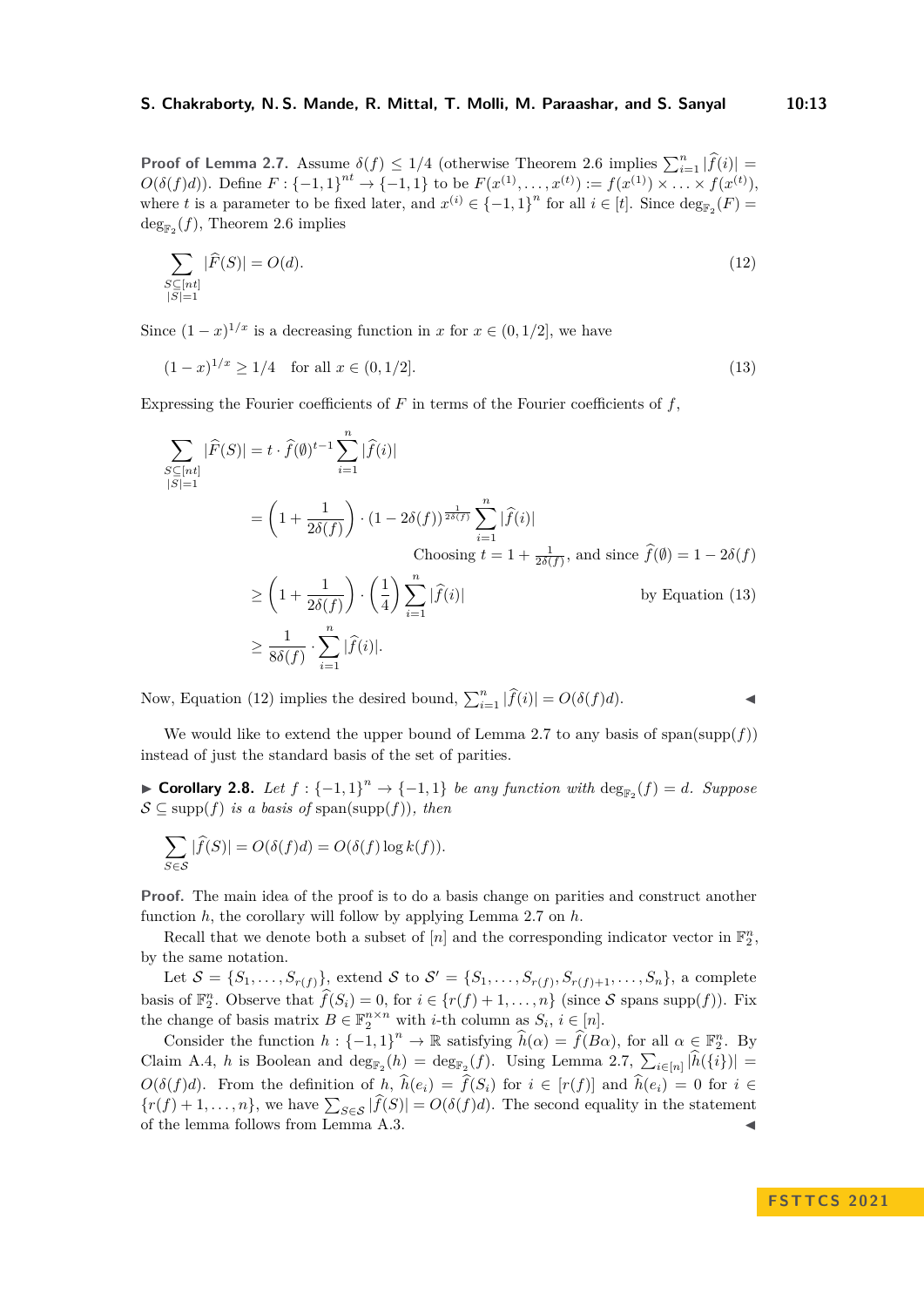**Proof of Lemma 2.7.** Assume $\delta(f) \leq 1/4$ (otherwise Theorem 2.6 implies $\sum_{i=1}^{n} |\widehat{f}(i)| = O(\delta(f)d)$). Define $F : \{-1,1\}^{nt} \to \{-1,1\}$ to be $F(x^{(1)}, \ldots, x^{(t)}) := f(x^{(1)}) \times \ldots \times f(x^{(t)})$, where $t$ is a parameter to be fixed later, and $x^{(i)} \in \{-1,1\}^n$ for all $i \in [t]$. Since $\deg_{\mathbb{F}_2}(F) = \deg_{\mathbb{F}_2}(f)$, Theorem 2.6 implies

$$\sum_{\substack{S \subseteq [nt] \\ |S|=1}} |\widehat{F}(S)| = O(d). \tag{12}$$

Since $(1-x)^{1/x}$ is a decreasing function in $x$ for $x \in (0, 1/2]$, we have

$$(1-x)^{1/x} \geq 1/4 \quad \text{for all } x \in (0, 1/2]. \tag{13}$$

Expressing the Fourier coefficients of $F$ in terms of the Fourier coefficients of $f$,

$$\begin{aligned}
\sum_{\substack{S \subseteq [nt] \\ |S|=1}} |\widehat{F}(S)| &= t \cdot \widehat{f}(\emptyset)^{t-1} \sum_{i=1}^{n} |\widehat{f}(i)| \\
&= \left(1 + \frac{1}{2\delta(f)}\right) \cdot (1 - 2\delta(f))^{\frac{1}{2\delta(f)}} \sum_{i=1}^{n} |\widehat{f}(i)| \\
&\qquad\qquad \text{Choosing } t = 1 + \tfrac{1}{2\delta(f)}, \text{ and since } \widehat{f}(\emptyset) = 1 - 2\delta(f) \\
&\geq \left(1 + \frac{1}{2\delta(f)}\right) \cdot \left(\frac{1}{4}\right) \sum_{i=1}^{n} |\widehat{f}(i)| \qquad \text{by Equation (13)} \\
&\geq \frac{1}{8\delta(f)} \cdot \sum_{i=1}^{n} |\widehat{f}(i)|.
\end{aligned}$$

Now, Equation (12) implies the desired bound, $\sum_{i=1}^{n} |\widehat{f}(i)| = O(\delta(f)d)$. ◀

We would like to extend the upper bound of Lemma 2.7 to any basis of span(supp($f$)) instead of just the standard basis of the set of parities.

▶ **Corollary 2.8.** *Let $f : \{-1,1\}^n \to \{-1,1\}$ be any function with $\deg_{\mathbb{F}_2}(f) = d$. Suppose $\mathcal{S} \subseteq \text{supp}(f)$ is a basis of span(supp($f$)), then*

$$\sum_{S \in \mathcal{S}} |\widehat{f}(S)| = O(\delta(f)d) = O(\delta(f) \log k(f)).$$

**Proof.** The main idea of the proof is to do a basis change on parities and construct another function $h$, the corollary will follow by applying Lemma 2.7 on $h$.

Recall that we denote both a subset of $[n]$ and the corresponding indicator vector in $\mathbb{F}_2^n$, by the same notation.

Let $\mathcal{S} = \{S_1, \ldots, S_{r(f)}\}$, extend $\mathcal{S}$ to $\mathcal{S}' = \{S_1, \ldots, S_{r(f)}, S_{r(f)+1}, \ldots, S_n\}$, a complete basis of $\mathbb{F}_2^n$. Observe that $\widehat{f}(S_i) = 0$, for $i \in \{r(f)+1, \ldots, n\}$ (since $\mathcal{S}$ spans supp($f$)). Fix the change of basis matrix $B \in \mathbb{F}_2^{n \times n}$ with $i$-th column as $S_i$, $i \in [n]$.

Consider the function $h : \{-1,1\}^n \to \mathbb{R}$ satisfying $\widehat{h}(\alpha) = \widehat{f}(B\alpha)$, for all $\alpha \in \mathbb{F}_2^n$. By Claim A.4, $h$ is Boolean and $\deg_{\mathbb{F}_2}(h) = \deg_{\mathbb{F}_2}(f)$. Using Lemma 2.7, $\sum_{i \in [n]} |\widehat{h}(\{i\})| = O(\delta(f)d)$. From the definition of $h$, $\widehat{h}(e_i) = \widehat{f}(S_i)$ for $i \in [r(f)]$ and $\widehat{h}(e_i) = 0$ for $i \in \{r(f)+1, \ldots, n\}$, we have $\sum_{S \in \mathcal{S}} |\widehat{f}(S)| = O(\delta(f)d)$. The second equality in the statement of the lemma follows from Lemma A.3. ◀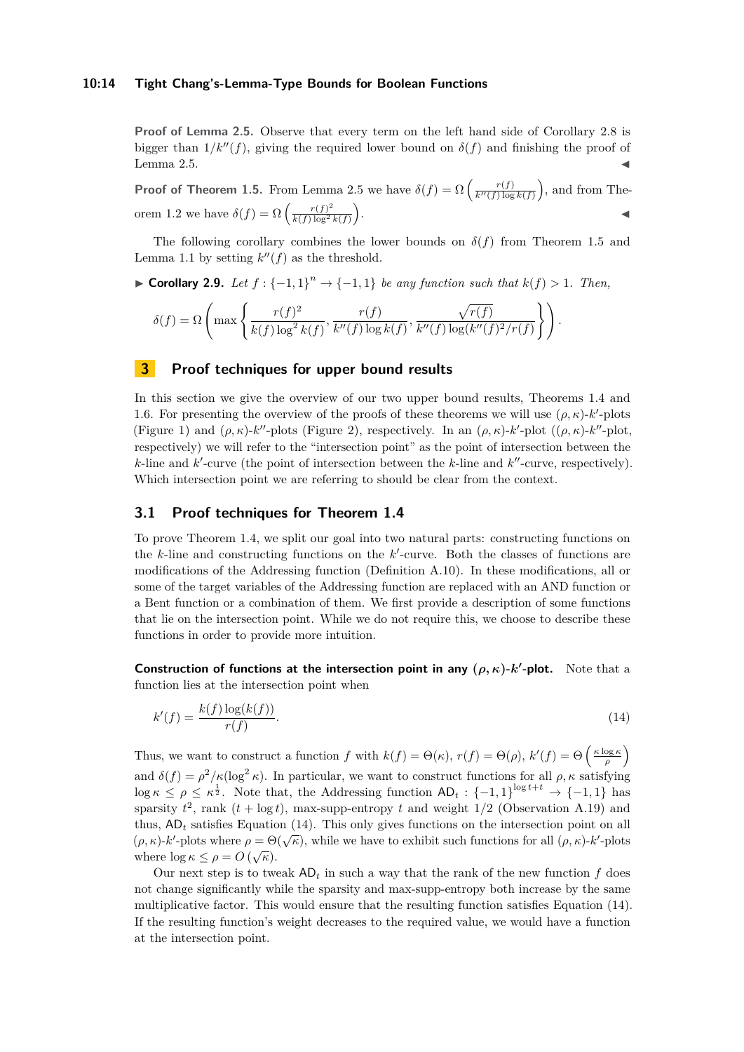**Proof of Lemma 2.5.** Observe that every term on the left hand side of Corollary 2.8 is bigger than $1/k''(f)$, giving the required lower bound on $\delta(f)$ and finishing the proof of Lemma 2.5. ◀

**Proof of Theorem 1.5.** From Lemma 2.5 we have $\delta(f) = \Omega\left(\frac{r(f)}{k''(f)\log k(f)}\right)$, and from Theorem 1.2 we have $\delta(f) = \Omega\left(\frac{r(f)^2}{k(f)\log^2 k(f)}\right)$. ◀

The following corollary combines the lower bounds on $\delta(f)$ from Theorem 1.5 and Lemma 1.1 by setting $k''(f)$ as the threshold.

▶ **Corollary 2.9.** *Let $f : \{-1,1\}^n \to \{-1,1\}$ be any function such that $k(f) > 1$. Then,*

$$\delta(f) = \Omega\left(\max\left\{\frac{r(f)^2}{k(f)\log^2 k(f)}, \frac{r(f)}{k''(f)\log k(f)}, \frac{\sqrt{r(f)}}{k''(f)\log(k''(f)^2/r(f)}\right\}\right).$$

## 3 Proof techniques for upper bound results

In this section we give the overview of our two upper bound results, Theorems 1.4 and 1.6. For presenting the overview of the proofs of these theorems we will use $(\rho,\kappa)$-$k'$-plots (Figure 1) and $(\rho,\kappa)$-$k''$-plots (Figure 2), respectively. In an $(\rho,\kappa)$-$k'$-plot ($(\rho,\kappa)$-$k''$-plot, respectively) we will refer to the "intersection point" as the point of intersection between the $k$-line and $k'$-curve (the point of intersection between the $k$-line and $k''$-curve, respectively). Which intersection point we are referring to should be clear from the context.

### 3.1 Proof techniques for Theorem 1.4

To prove Theorem 1.4, we split our goal into two natural parts: constructing functions on the $k$-line and constructing functions on the $k'$-curve. Both the classes of functions are modifications of the Addressing function (Definition A.10). In these modifications, all or some of the target variables of the Addressing function are replaced with an AND function or a Bent function or a combination of them. We first provide a description of some functions that lie on the intersection point. While we do not require this, we choose to describe these functions in order to provide more intuition.

**Construction of functions at the intersection point in any $(\rho,\kappa)$-$k'$-plot.** Note that a function lies at the intersection point when

$$k'(f) = \frac{k(f)\log(k(f))}{r(f)}. \tag{14}$$

Thus, we want to construct a function $f$ with $k(f) = \Theta(\kappa)$, $r(f) = \Theta(\rho)$, $k'(f) = \Theta\left(\frac{\kappa\log\kappa}{\rho}\right)$ and $\delta(f) = \rho^2/\kappa(\log^2\kappa)$. In particular, we want to construct functions for all $\rho,\kappa$ satisfying $\log\kappa \le \rho \le \kappa^{\frac{1}{2}}$. Note that, the Addressing function $\mathsf{AD}_t : \{-1,1\}^{\log t + t} \to \{-1,1\}$ has sparsity $t^2$, rank $(t + \log t)$, max-supp-entropy $t$ and weight $1/2$ (Observation A.19) and thus, $\mathsf{AD}_t$ satisfies Equation (14). This only gives functions on the intersection point on all $(\rho,\kappa)$-$k'$-plots where $\rho = \Theta(\sqrt{\kappa})$, while we have to exhibit such functions for all $(\rho,\kappa)$-$k'$-plots where $\log\kappa \le \rho = O(\sqrt{\kappa})$.

Our next step is to tweak $\mathsf{AD}_t$ in such a way that the rank of the new function $f$ does not change significantly while the sparsity and max-supp-entropy both increase by the same multiplicative factor. This would ensure that the resulting function satisfies Equation (14). If the resulting function's weight decreases to the required value, we would have a function at the intersection point.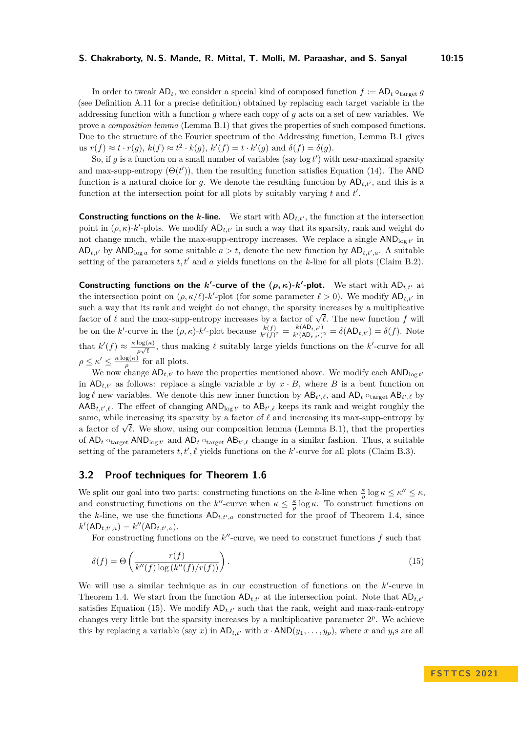In order to tweak $\mathsf{AD}_t$, we consider a special kind of composed function $f := \mathsf{AD}_t \circ_{\text{target}} g$ (see Definition A.11 for a precise definition) obtained by replacing each target variable in the addressing function with a function $g$ where each copy of $g$ acts on a set of new variables. We prove a *composition lemma* (Lemma B.1) that gives the properties of such composed functions. Due to the structure of the Fourier spectrum of the Addressing function, Lemma B.1 gives us $r(f) \approx t \cdot r(g)$, $k(f) \approx t^2 \cdot k(g)$, $k'(f) = t \cdot k'(g)$ and $\delta(f) = \delta(g)$.

So, if $g$ is a function on a small number of variables (say $\log t'$) with near-maximal sparsity and max-supp-entropy ($\Theta(t')$), then the resulting function satisfies Equation (14). The $\mathsf{AND}$ function is a natural choice for $g$. We denote the resulting function by $\mathsf{AD}_{t,t'}$, and this is a function at the intersection point for all plots by suitably varying $t$ and $t'$.

**Constructing functions on the $k$-line.** We start with $\mathsf{AD}_{t,t'}$, the function at the intersection point in $(\rho,\kappa)$-$k'$-plots. We modify $\mathsf{AD}_{t,t'}$ in such a way that its sparsity, rank and weight do not change much, while the max-supp-entropy increases. We replace a single $\mathsf{AND}_{\log t'}$ in $\mathsf{AD}_{t,t'}$ by $\mathsf{AND}_{\log a}$ for some suitable $a > t$, denote the new function by $\mathsf{AD}_{t,t',a}$. A suitable setting of the parameters $t, t'$ and $a$ yields functions on the $k$-line for all plots (Claim B.2).

**Constructing functions on the $k'$-curve of the $(\rho,\kappa)$-$k'$-plot.** We start with $\mathsf{AD}_{t,t'}$ at the intersection point on $(\rho,\kappa/\ell)$-$k'$-plot (for some parameter $\ell > 0$). We modify $\mathsf{AD}_{t,t'}$ in such a way that its rank and weight do not change, the sparsity increases by a multiplicative factor of $\ell$ and the max-supp-entropy increases by a factor of $\sqrt{\ell}$. The new function $f$ will be on the $k'$-curve in the $(\rho,\kappa)$-$k'$-plot because $\frac{k(f)}{k'(f)^2} = \frac{k(\mathsf{AD}_{t,t'})}{k'(\mathsf{AD}_{t,t'})^2} = \delta(\mathsf{AD}_{t,t'}) = \delta(f)$. Note that $k'(f) \approx \frac{\kappa \log(\kappa)}{\rho\sqrt{\ell}}$, thus making $\ell$ suitably large yields functions on the $k'$-curve for all $\rho \leq \kappa' \leq \frac{\kappa\log(\kappa)}{\rho}$ for all plots.

We now change $\mathsf{AD}_{t,t'}$ to have the properties mentioned above. We modify each $\mathsf{AND}_{\log t'}$ in $\mathsf{AD}_{t,t'}$ as follows: replace a single variable $x$ by $x \cdot B$, where $B$ is a bent function on $\log \ell$ new variables. We denote this new inner function by $\mathsf{AB}_{t',\ell}$, and $\mathsf{AD}_t \circ_{\text{target}} \mathsf{AB}_{t',\ell}$ by $\mathsf{AAB}_{t,t',\ell}$. The effect of changing $\mathsf{AND}_{\log t'}$ to $\mathsf{AB}_{t',\ell}$ keeps its rank and weight roughly the same, while increasing its sparsity by a factor of $\ell$ and increasing its max-supp-entropy by a factor of $\sqrt{\ell}$. We show, using our composition lemma (Lemma B.1), that the properties of $\mathsf{AD}_t \circ_{\text{target}} \mathsf{AND}_{\log t'}$ and $\mathsf{AD}_t \circ_{\text{target}} \mathsf{AB}_{t',\ell}$ change in a similar fashion. Thus, a suitable setting of the parameters $t, t', \ell$ yields functions on the $k'$-curve for all plots (Claim B.3).

## 3.2 Proof techniques for Theorem 1.6

We split our goal into two parts: constructing functions on the $k$-line when $\frac{\kappa}{\rho}\log\kappa \leq \kappa'' \leq \kappa$, and constructing functions on the $k''$-curve when $\kappa \leq \frac{\kappa}{\rho}\log\kappa$. To construct functions on the $k$-line, we use the functions $\mathsf{AD}_{t,t',a}$ constructed for the proof of Theorem 1.4, since $k'(\mathsf{AD}_{t,t',a}) = k''(\mathsf{AD}_{t,t',a})$.

For constructing functions on the $k''$-curve, we need to construct functions $f$ such that

$$\delta(f) = \Theta\left(\frac{r(f)}{k''(f)\log\left(k''(f)/r(f)\right)}\right). \tag{15}$$

We will use a similar technique as in our construction of functions on the $k'$-curve in Theorem 1.4. We start from the function $\mathsf{AD}_{t,t'}$ at the intersection point. Note that $\mathsf{AD}_{t,t'}$ satisfies Equation (15). We modify $\mathsf{AD}_{t,t'}$ such that the rank, weight and max-rank-entropy changes very little but the sparsity increases by a multiplicative parameter $2^p$. We achieve this by replacing a variable (say $x$) in $\mathsf{AD}_{t,t'}$ with $x \cdot \mathsf{AND}(y_1,\ldots,y_p)$, where $x$ and $y_i$s are all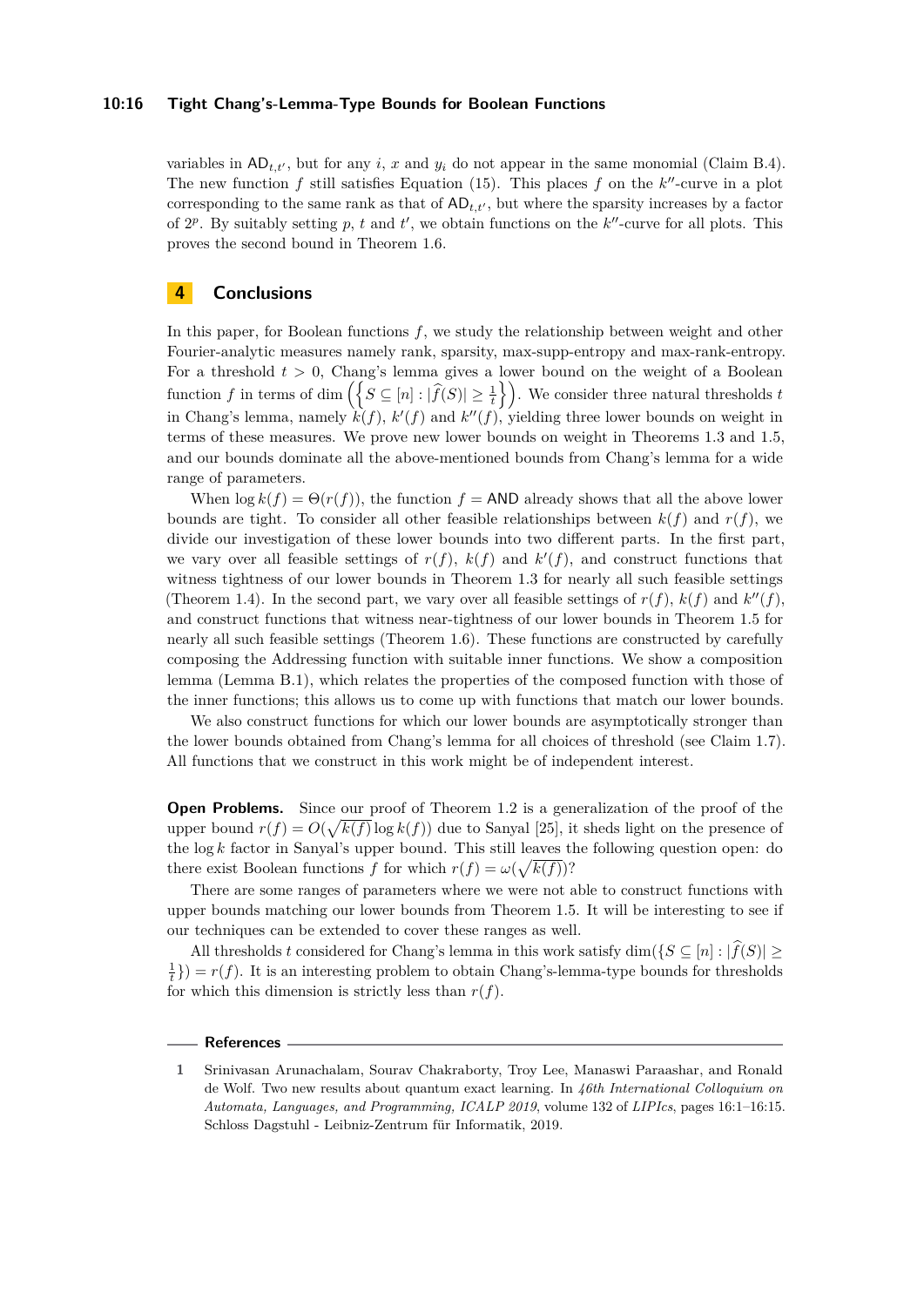variables in $\mathsf{AD}_{t,t'}$, but for any $i$, $x$ and $y_i$ do not appear in the same monomial (Claim B.4). The new function $f$ still satisfies Equation (15). This places $f$ on the $k''$-curve in a plot corresponding to the same rank as that of $\mathsf{AD}_{t,t'}$, but where the sparsity increases by a factor of $2^p$. By suitably setting $p$, $t$ and $t'$, we obtain functions on the $k''$-curve for all plots. This proves the second bound in Theorem 1.6.

## 4 Conclusions

In this paper, for Boolean functions $f$, we study the relationship between weight and other Fourier-analytic measures namely rank, sparsity, max-supp-entropy and max-rank-entropy. For a threshold $t > 0$, Chang's lemma gives a lower bound on the weight of a Boolean function $f$ in terms of $\dim\left(\left\{S \subseteq [n] : |\widehat{f}(S)| \geq \frac{1}{t}\right\}\right)$. We consider three natural thresholds $t$ in Chang's lemma, namely $k(f)$, $k'(f)$ and $k''(f)$, yielding three lower bounds on weight in terms of these measures. We prove new lower bounds on weight in Theorems 1.3 and 1.5, and our bounds dominate all the above-mentioned bounds from Chang's lemma for a wide range of parameters.

When $\log k(f) = \Theta(r(f))$, the function $f = \mathsf{AND}$ already shows that all the above lower bounds are tight. To consider all other feasible relationships between $k(f)$ and $r(f)$, we divide our investigation of these lower bounds into two different parts. In the first part, we vary over all feasible settings of $r(f)$, $k(f)$ and $k'(f)$, and construct functions that witness tightness of our lower bounds in Theorem 1.3 for nearly all such feasible settings (Theorem 1.4). In the second part, we vary over all feasible settings of $r(f)$, $k(f)$ and $k''(f)$, and construct functions that witness near-tightness of our lower bounds in Theorem 1.5 for nearly all such feasible settings (Theorem 1.6). These functions are constructed by carefully composing the Addressing function with suitable inner functions. We show a composition lemma (Lemma B.1), which relates the properties of the composed function with those of the inner functions; this allows us to come up with functions that match our lower bounds.

We also construct functions for which our lower bounds are asymptotically stronger than the lower bounds obtained from Chang's lemma for all choices of threshold (see Claim 1.7). All functions that we construct in this work might be of independent interest.

**Open Problems.** Since our proof of Theorem 1.2 is a generalization of the proof of the upper bound $r(f) = O(\sqrt{k(f)} \log k(f))$ due to Sanyal [25], it sheds light on the presence of the $\log k$ factor in Sanyal's upper bound. This still leaves the following question open: do there exist Boolean functions $f$ for which $r(f) = \omega(\sqrt{k(f)})$?

There are some ranges of parameters where we were not able to construct functions with upper bounds matching our lower bounds from Theorem 1.5. It will be interesting to see if our techniques can be extended to cover these ranges as well.

All thresholds $t$ considered for Chang's lemma in this work satisfy $\dim(\{S \subseteq [n] : |\widehat{f}(S)| \geq \frac{1}{t}\}) = r(f)$. It is an interesting problem to obtain Chang's-lemma-type bounds for thresholds for which this dimension is strictly less than $r(f)$.

## References

1. Srinivasan Arunachalam, Sourav Chakraborty, Troy Lee, Manaswi Paraashar, and Ronald de Wolf. Two new results about quantum exact learning. In *46th International Colloquium on Automata, Languages, and Programming, ICALP 2019*, volume 132 of *LIPIcs*, pages 16:1–16:15. Schloss Dagstuhl - Leibniz-Zentrum für Informatik, 2019.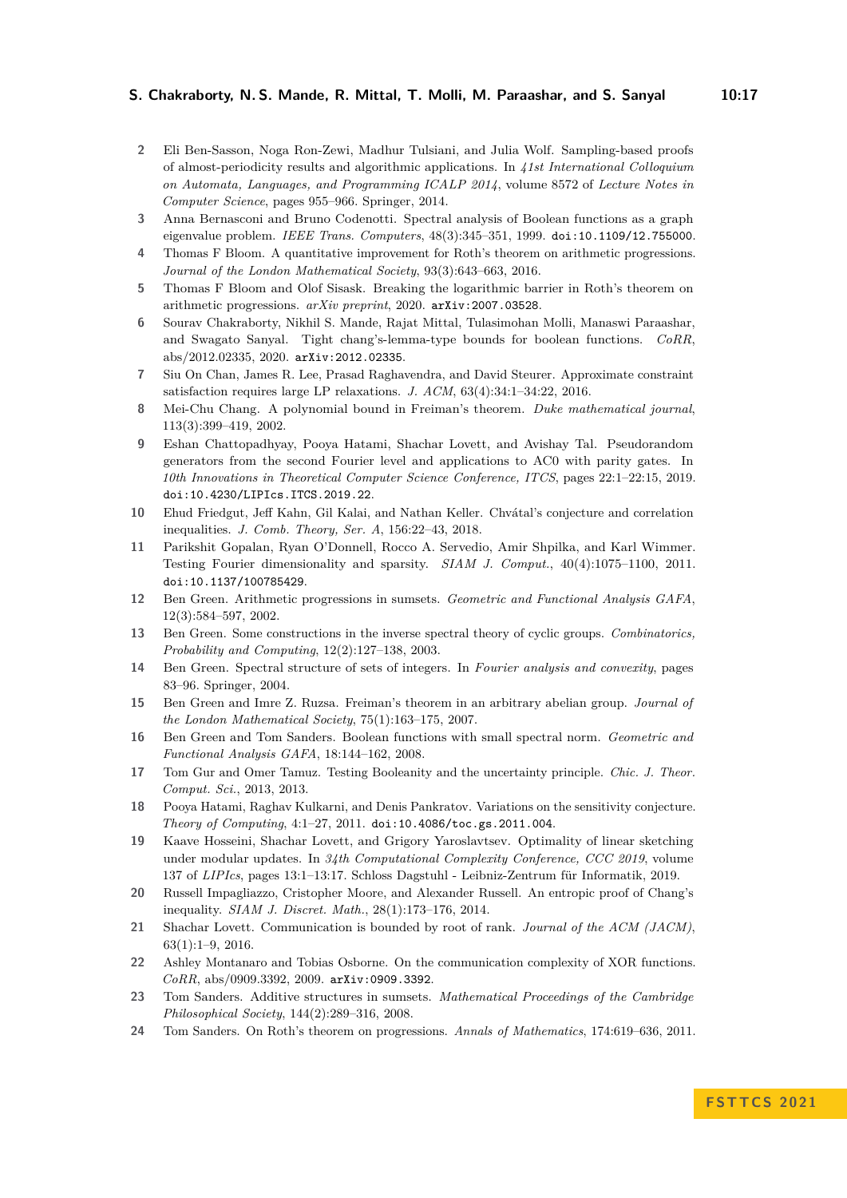2. Eli Ben-Sasson, Noga Ron-Zewi, Madhur Tulsiani, and Julia Wolf. Sampling-based proofs of almost-periodicity results and algorithmic applications. In *41st International Colloquium on Automata, Languages, and Programming ICALP 2014*, volume 8572 of *Lecture Notes in Computer Science*, pages 955–966. Springer, 2014.
3. Anna Bernasconi and Bruno Codenotti. Spectral analysis of Boolean functions as a graph eigenvalue problem. *IEEE Trans. Computers*, 48(3):345–351, 1999. `doi:10.1109/12.755000`.
4. Thomas F Bloom. A quantitative improvement for Roth's theorem on arithmetic progressions. *Journal of the London Mathematical Society*, 93(3):643–663, 2016.
5. Thomas F Bloom and Olof Sisask. Breaking the logarithmic barrier in Roth's theorem on arithmetic progressions. *arXiv preprint*, 2020. `arXiv:2007.03528`.
6. Sourav Chakraborty, Nikhil S. Mande, Rajat Mittal, Tulasimohan Molli, Manaswi Paraashar, and Swagato Sanyal. Tight chang's-lemma-type bounds for boolean functions. *CoRR*, abs/2012.02335, 2020. `arXiv:2012.02335`.
7. Siu On Chan, James R. Lee, Prasad Raghavendra, and David Steurer. Approximate constraint satisfaction requires large LP relaxations. *J. ACM*, 63(4):34:1–34:22, 2016.
8. Mei-Chu Chang. A polynomial bound in Freiman's theorem. *Duke mathematical journal*, 113(3):399–419, 2002.
9. Eshan Chattopadhyay, Pooya Hatami, Shachar Lovett, and Avishay Tal. Pseudorandom generators from the second Fourier level and applications to AC0 with parity gates. In *10th Innovations in Theoretical Computer Science Conference, ITCS*, pages 22:1–22:15, 2019. `doi:10.4230/LIPIcs.ITCS.2019.22`.
10. Ehud Friedgut, Jeff Kahn, Gil Kalai, and Nathan Keller. Chvátal's conjecture and correlation inequalities. *J. Comb. Theory, Ser. A*, 156:22–43, 2018.
11. Parikshit Gopalan, Ryan O'Donnell, Rocco A. Servedio, Amir Shpilka, and Karl Wimmer. Testing Fourier dimensionality and sparsity. *SIAM J. Comput.*, 40(4):1075–1100, 2011. `doi:10.1137/100785429`.
12. Ben Green. Arithmetic progressions in sumsets. *Geometric and Functional Analysis GAFA*, 12(3):584–597, 2002.
13. Ben Green. Some constructions in the inverse spectral theory of cyclic groups. *Combinatorics, Probability and Computing*, 12(2):127–138, 2003.
14. Ben Green. Spectral structure of sets of integers. In *Fourier analysis and convexity*, pages 83–96. Springer, 2004.
15. Ben Green and Imre Z. Ruzsa. Freiman's theorem in an arbitrary abelian group. *Journal of the London Mathematical Society*, 75(1):163–175, 2007.
16. Ben Green and Tom Sanders. Boolean functions with small spectral norm. *Geometric and Functional Analysis GAFA*, 18:144–162, 2008.
17. Tom Gur and Omer Tamuz. Testing Booleanity and the uncertainty principle. *Chic. J. Theor. Comput. Sci.*, 2013, 2013.
18. Pooya Hatami, Raghav Kulkarni, and Denis Pankratov. Variations on the sensitivity conjecture. *Theory of Computing*, 4:1–27, 2011. `doi:10.4086/toc.gs.2011.004`.
19. Kaave Hosseini, Shachar Lovett, and Grigory Yaroslavtsev. Optimality of linear sketching under modular updates. In *34th Computational Complexity Conference, CCC 2019*, volume 137 of *LIPIcs*, pages 13:1–13:17. Schloss Dagstuhl - Leibniz-Zentrum für Informatik, 2019.
20. Russell Impagliazzo, Cristopher Moore, and Alexander Russell. An entropic proof of Chang's inequality. *SIAM J. Discret. Math.*, 28(1):173–176, 2014.
21. Shachar Lovett. Communication is bounded by root of rank. *Journal of the ACM (JACM)*, 63(1):1–9, 2016.
22. Ashley Montanaro and Tobias Osborne. On the communication complexity of XOR functions. *CoRR*, abs/0909.3392, 2009. `arXiv:0909.3392`.
23. Tom Sanders. Additive structures in sumsets. *Mathematical Proceedings of the Cambridge Philosophical Society*, 144(2):289–316, 2008.
24. Tom Sanders. On Roth's theorem on progressions. *Annals of Mathematics*, 174:619–636, 2011.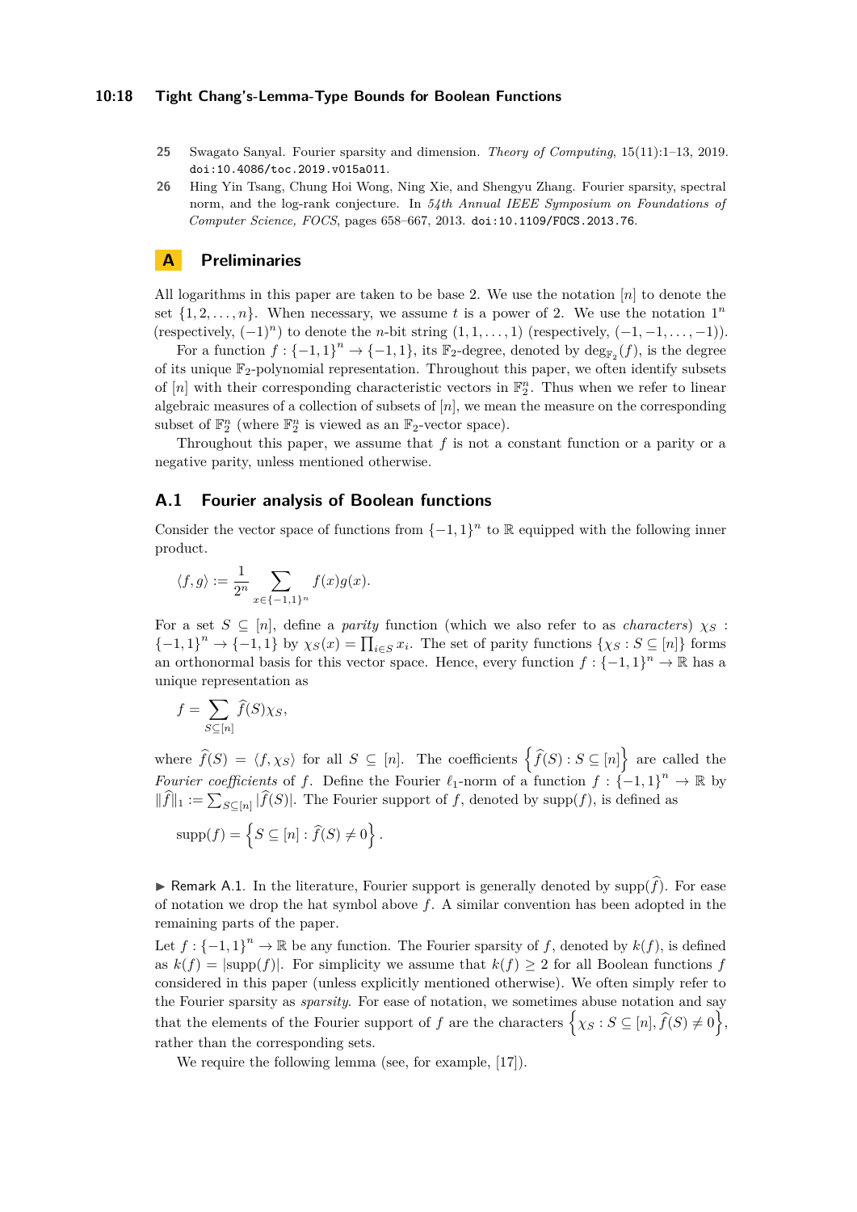**25** Swagato Sanyal. Fourier sparsity and dimension. *Theory of Computing*, 15(11):1–13, 2019. doi:10.4086/toc.2019.v015a011.

**26** Hing Yin Tsang, Chung Hoi Wong, Ning Xie, and Shengyu Zhang. Fourier sparsity, spectral norm, and the log-rank conjecture. In *54th Annual IEEE Symposium on Foundations of Computer Science, FOCS*, pages 658–667, 2013. doi:10.1109/FOCS.2013.76.

# A Preliminaries

All logarithms in this paper are taken to be base 2. We use the notation $[n]$ to denote the set $\{1, 2, \ldots, n\}$. When necessary, we assume $t$ is a power of 2. We use the notation $1^n$ (respectively, $(-1)^n$) to denote the $n$-bit string $(1, 1, \ldots, 1)$ (respectively, $(-1, -1, \ldots, -1)$).

For a function $f : \{-1, 1\}^n \to \{-1, 1\}$, its $\mathbb{F}_2$-degree, denoted by $\deg_{\mathbb{F}_2}(f)$, is the degree of its unique $\mathbb{F}_2$-polynomial representation. Throughout this paper, we often identify subsets of $[n]$ with their corresponding characteristic vectors in $\mathbb{F}_2^n$. Thus when we refer to linear algebraic measures of a collection of subsets of $[n]$, we mean the measure on the corresponding subset of $\mathbb{F}_2^n$ (where $\mathbb{F}_2^n$ is viewed as an $\mathbb{F}_2$-vector space).

Throughout this paper, we assume that $f$ is not a constant function or a parity or a negative parity, unless mentioned otherwise.

## A.1 Fourier analysis of Boolean functions

Consider the vector space of functions from $\{-1, 1\}^n$ to $\mathbb{R}$ equipped with the following inner product.

$$\langle f, g \rangle := \frac{1}{2^n} \sum_{x \in \{-1,1\}^n} f(x)g(x).$$

For a set $S \subseteq [n]$, define a *parity* function (which we also refer to as *characters*) $\chi_S : \{-1, 1\}^n \to \{-1, 1\}$ by $\chi_S(x) = \prod_{i \in S} x_i$. The set of parity functions $\{\chi_S : S \subseteq [n]\}$ forms an orthonormal basis for this vector space. Hence, every function $f : \{-1, 1\}^n \to \mathbb{R}$ has a unique representation as

$$f = \sum_{S \subseteq [n]} \widehat{f}(S)\chi_S,$$

where $\widehat{f}(S) = \langle f, \chi_S \rangle$ for all $S \subseteq [n]$. The coefficients $\left\{\widehat{f}(S) : S \subseteq [n]\right\}$ are called the *Fourier coefficients* of $f$. Define the Fourier $\ell_1$-norm of a function $f : \{-1, 1\}^n \to \mathbb{R}$ by $\|\widehat{f}\|_1 := \sum_{S \subseteq [n]} |\widehat{f}(S)|$. The Fourier support of $f$, denoted by $\mathrm{supp}(f)$, is defined as

$$\mathrm{supp}(f) = \left\{S \subseteq [n] : \widehat{f}(S) \neq 0\right\}.$$

▶ Remark A.1. In the literature, Fourier support is generally denoted by $\mathrm{supp}(\widehat{f})$. For ease of notation we drop the hat symbol above $f$. A similar convention has been adopted in the remaining parts of the paper.

Let $f : \{-1, 1\}^n \to \mathbb{R}$ be any function. The Fourier sparsity of $f$, denoted by $k(f)$, is defined as $k(f) = |\mathrm{supp}(f)|$. For simplicity we assume that $k(f) \geq 2$ for all Boolean functions $f$ considered in this paper (unless explicitly mentioned otherwise). We often simply refer to the Fourier sparsity as *sparsity*. For ease of notation, we sometimes abuse notation and say that the elements of the Fourier support of $f$ are the characters $\left\{\chi_S : S \subseteq [n], \widehat{f}(S) \neq 0\right\}$, rather than the corresponding sets.

We require the following lemma (see, for example, [17]).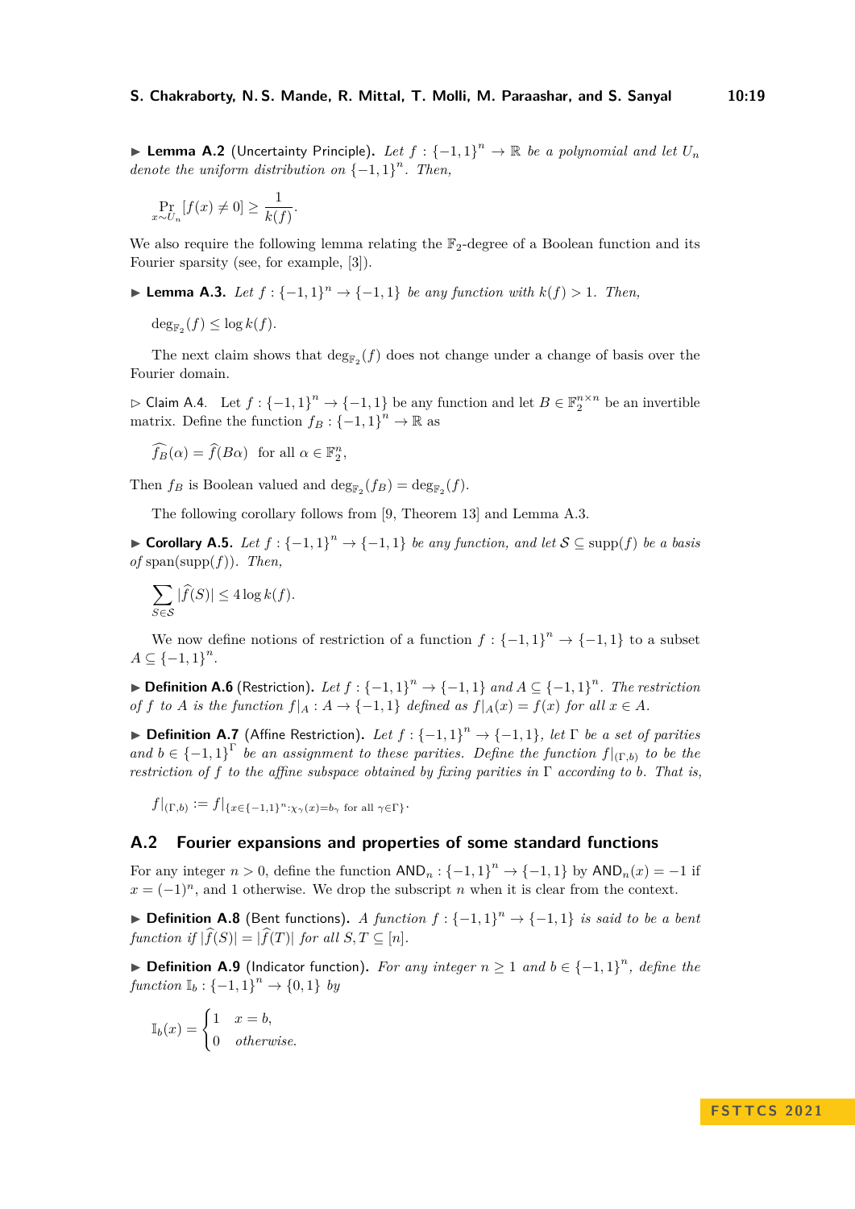▶ **Lemma A.2** (Uncertainty Principle). *Let $f : \{-1,1\}^n \to \mathbb{R}$ be a polynomial and let $U_n$ denote the uniform distribution on $\{-1,1\}^n$. Then,*

$$\Pr_{x \sim U_n}[f(x) \neq 0] \geq \frac{1}{k(f)}.$$

We also require the following lemma relating the $\mathbb{F}_2$-degree of a Boolean function and its Fourier sparsity (see, for example, [3]).

▶ **Lemma A.3.** *Let $f : \{-1,1\}^n \to \{-1,1\}$ be any function with $k(f) > 1$. Then,*

$$\deg_{\mathbb{F}_2}(f) \leq \log k(f).$$

The next claim shows that $\deg_{\mathbb{F}_2}(f)$ does not change under a change of basis over the Fourier domain.

▷ Claim A.4. Let $f : \{-1,1\}^n \to \{-1,1\}$ be any function and let $B \in \mathbb{F}_2^{n \times n}$ be an invertible matrix. Define the function $f_B : \{-1,1\}^n \to \mathbb{R}$ as

$$\widehat{f_B}(\alpha) = \widehat{f}(B\alpha) \quad \text{for all } \alpha \in \mathbb{F}_2^n,$$

Then $f_B$ is Boolean valued and $\deg_{\mathbb{F}_2}(f_B) = \deg_{\mathbb{F}_2}(f)$.

The following corollary follows from [9, Theorem 13] and Lemma A.3.

▶ **Corollary A.5.** *Let $f : \{-1,1\}^n \to \{-1,1\}$ be any function, and let $\mathcal{S} \subseteq \mathrm{supp}(f)$ be a basis of $\mathrm{span}(\mathrm{supp}(f))$. Then,*

$$\sum_{S \in \mathcal{S}} |\widehat{f}(S)| \leq 4 \log k(f).$$

We now define notions of restriction of a function $f : \{-1,1\}^n \to \{-1,1\}$ to a subset $A \subseteq \{-1,1\}^n$.

▶ **Definition A.6** (Restriction). *Let $f : \{-1,1\}^n \to \{-1,1\}$ and $A \subseteq \{-1,1\}^n$. The restriction of $f$ to $A$ is the function $f|_A : A \to \{-1,1\}$ defined as $f|_A(x) = f(x)$ for all $x \in A$.*

▶ **Definition A.7** (Affine Restriction). *Let $f : \{-1,1\}^n \to \{-1,1\}$, let $\Gamma$ be a set of parities and $b \in \{-1,1\}^\Gamma$ be an assignment to these parities. Define the function $f|_{(\Gamma,b)}$ to be the restriction of $f$ to the affine subspace obtained by fixing parities in $\Gamma$ according to $b$. That is,*

$$f|_{(\Gamma,b)} := f|_{\{x \in \{-1,1\}^n : \chi_\gamma(x) = b_\gamma \text{ for all } \gamma \in \Gamma\}}.$$

## A.2 Fourier expansions and properties of some standard functions

For any integer $n > 0$, define the function $\mathsf{AND}_n : \{-1,1\}^n \to \{-1,1\}$ by $\mathsf{AND}_n(x) = -1$ if $x = (-1)^n$, and 1 otherwise. We drop the subscript $n$ when it is clear from the context.

▶ **Definition A.8** (Bent functions). *A function $f : \{-1,1\}^n \to \{-1,1\}$ is said to be a bent function if $|\widehat{f}(S)| = |\widehat{f}(T)|$ for all $S, T \subseteq [n]$.*

▶ **Definition A.9** (Indicator function). *For any integer $n \geq 1$ and $b \in \{-1,1\}^n$, define the function $\mathbb{I}_b : \{-1,1\}^n \to \{0,1\}$ by*

$$\mathbb{I}_b(x) = \begin{cases} 1 & x = b, \\ 0 & \text{otherwise.} \end{cases}$$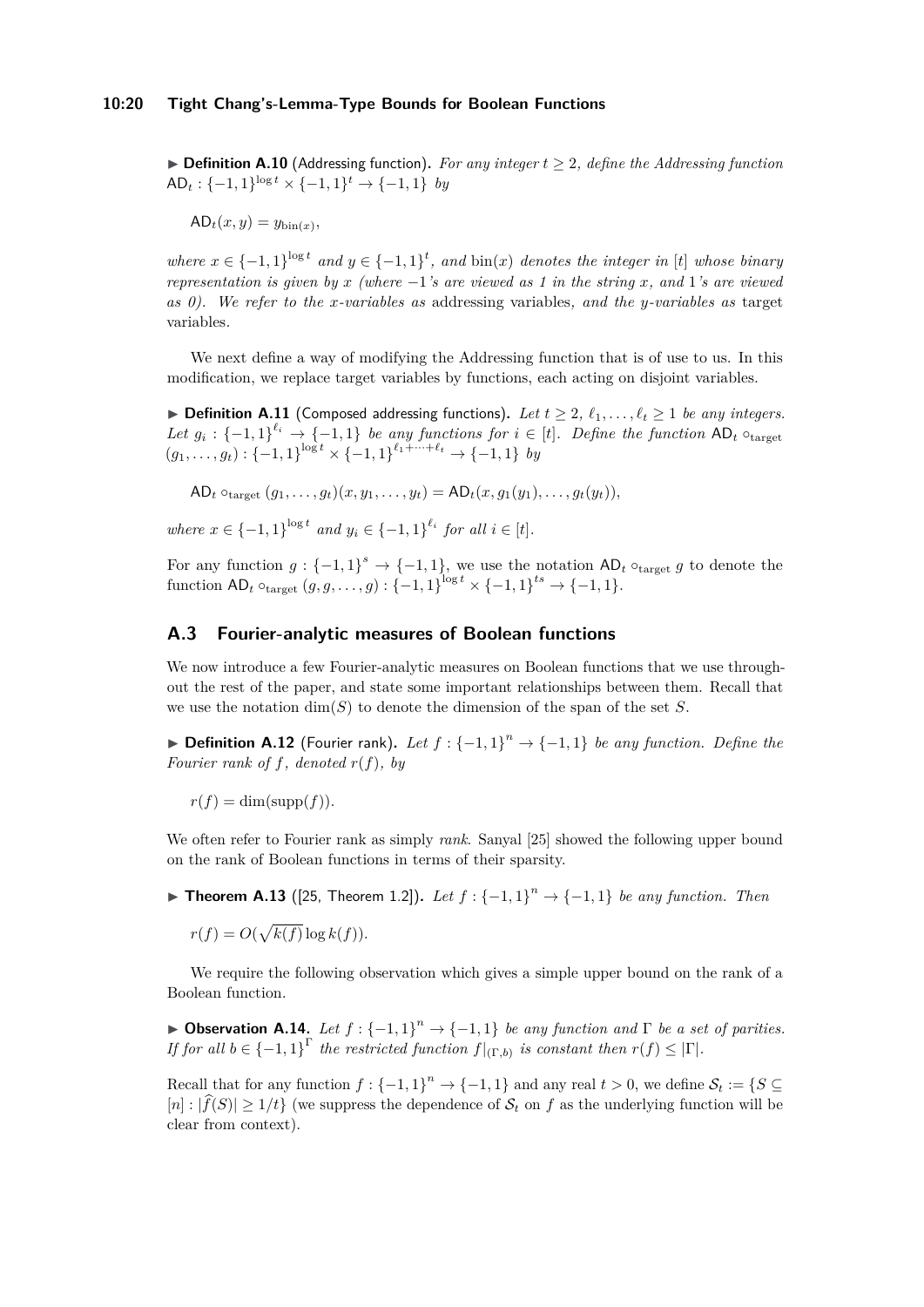▶ **Definition A.10** (Addressing function)**.** *For any integer $t \geq 2$, define the Addressing function $\mathsf{AD}_t : \{-1,1\}^{\log t} \times \{-1,1\}^t \to \{-1,1\}$ by*

$$\mathsf{AD}_t(x, y) = y_{\mathrm{bin}(x)},$$

*where $x \in \{-1,1\}^{\log t}$ and $y \in \{-1,1\}^t$, and $\mathrm{bin}(x)$ denotes the integer in $[t]$ whose binary representation is given by $x$ (where $-1$'s are viewed as 1 in the string $x$, and 1's are viewed as 0). We refer to the x-variables as* addressing variables*, and the y-variables as* target variables*.*

We next define a way of modifying the Addressing function that is of use to us. In this modification, we replace target variables by functions, each acting on disjoint variables.

▶ **Definition A.11** (Composed addressing functions)**.** *Let $t \geq 2$, $\ell_1, \ldots, \ell_t \geq 1$ be any integers. Let $g_i : \{-1,1\}^{\ell_i} \to \{-1,1\}$ be any functions for $i \in [t]$. Define the function $\mathsf{AD}_t \circ_{\mathrm{target}} (g_1, \ldots, g_t) : \{-1,1\}^{\log t} \times \{-1,1\}^{\ell_1 + \cdots + \ell_t} \to \{-1,1\}$ by*

$$\mathsf{AD}_t \circ_{\mathrm{target}} (g_1, \ldots, g_t)(x, y_1, \ldots, y_t) = \mathsf{AD}_t(x, g_1(y_1), \ldots, g_t(y_t)),$$

*where $x \in \{-1,1\}^{\log t}$ and $y_i \in \{-1,1\}^{\ell_i}$ for all $i \in [t]$.*

For any function $g : \{-1,1\}^s \to \{-1,1\}$, we use the notation $\mathsf{AD}_t \circ_{\mathrm{target}} g$ to denote the function $\mathsf{AD}_t \circ_{\mathrm{target}} (g, g, \ldots, g) : \{-1,1\}^{\log t} \times \{-1,1\}^{ts} \to \{-1,1\}$.

## A.3 Fourier-analytic measures of Boolean functions

We now introduce a few Fourier-analytic measures on Boolean functions that we use throughout the rest of the paper, and state some important relationships between them. Recall that we use the notation $\dim(S)$ to denote the dimension of the span of the set $S$.

▶ **Definition A.12** (Fourier rank)**.** *Let $f : \{-1,1\}^n \to \{-1,1\}$ be any function. Define the Fourier rank of $f$, denoted $r(f)$, by*

$$r(f) = \dim(\mathrm{supp}(f)).$$

We often refer to Fourier rank as simply *rank*. Sanyal [25] showed the following upper bound on the rank of Boolean functions in terms of their sparsity.

▶ **Theorem A.13** ([25, Theorem 1.2])**.** *Let $f : \{-1,1\}^n \to \{-1,1\}$ be any function. Then*

$$r(f) = O(\sqrt{k(f)} \log k(f)).$$

We require the following observation which gives a simple upper bound on the rank of a Boolean function.

▶ **Observation A.14.** *Let $f : \{-1,1\}^n \to \{-1,1\}$ be any function and $\Gamma$ be a set of parities. If for all $b \in \{-1,1\}^{\Gamma}$ the restricted function $f|_{(\Gamma,b)}$ is constant then $r(f) \leq |\Gamma|$.*

Recall that for any function $f : \{-1,1\}^n \to \{-1,1\}$ and any real $t > 0$, we define $\mathcal{S}_t := \{S \subseteq [n] : |\widehat{f}(S)| \geq 1/t\}$ (we suppress the dependence of $\mathcal{S}_t$ on $f$ as the underlying function will be clear from context).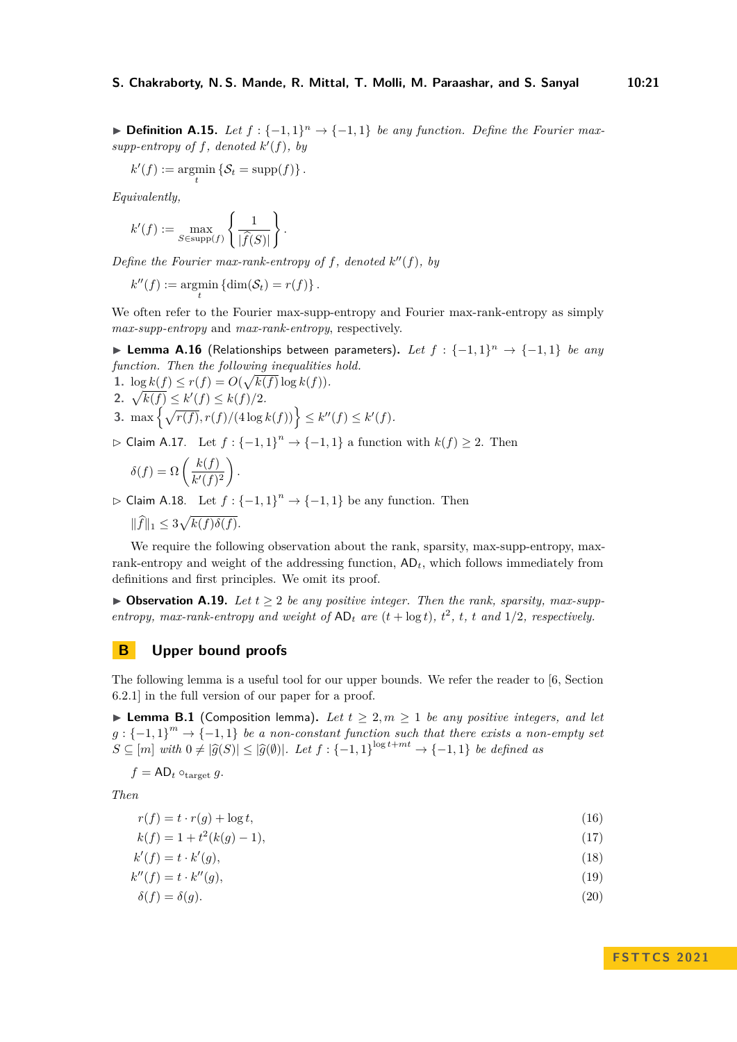▶ **Definition A.15.** *Let $f : \{-1,1\}^n \to \{-1,1\}$ be any function. Define the Fourier max-supp-entropy of $f$, denoted $k'(f)$, by*

$$k'(f) := \operatorname*{argmin}_t \{\mathcal{S}_t = \operatorname{supp}(f)\}.$$

*Equivalently,*

$$k'(f) := \max_{S \in \operatorname{supp}(f)} \left\{ \frac{1}{|\widehat{f}(S)|} \right\}.$$

*Define the Fourier max-rank-entropy of $f$, denoted $k''(f)$, by*

$$k''(f) := \operatorname*{argmin}_t \{\dim(\mathcal{S}_t) = r(f)\}.$$

We often refer to the Fourier max-supp-entropy and Fourier max-rank-entropy as simply *max-supp-entropy* and *max-rank-entropy*, respectively.

▶ **Lemma A.16** (Relationships between parameters)**.** *Let $f : \{-1,1\}^n \to \{-1,1\}$ be any function. Then the following inequalities hold.*

1. $\log k(f) \le r(f) = O(\sqrt{k(f)} \log k(f))$.
2. $\sqrt{k(f)} \le k'(f) \le k(f)/2$.
3. $\max\left\{\sqrt{r(f)}, r(f)/(4 \log k(f))\right\} \le k''(f) \le k'(f)$.

▷ Claim A.17. Let $f : \{-1,1\}^n \to \{-1,1\}$ a function with $k(f) \ge 2$. Then

$$\delta(f) = \Omega\left(\frac{k(f)}{k'(f)^2}\right).$$

▷ Claim A.18. Let $f : \{-1,1\}^n \to \{-1,1\}$ be any function. Then

$$\|\widehat{f}\|_1 \le 3\sqrt{k(f)\delta(f)}.$$

We require the following observation about the rank, sparsity, max-supp-entropy, max-rank-entropy and weight of the addressing function, $\mathsf{AD}_t$, which follows immediately from definitions and first principles. We omit its proof.

▶ **Observation A.19.** *Let $t \ge 2$ be any positive integer. Then the rank, sparsity, max-supp-entropy, max-rank-entropy and weight of $\mathsf{AD}_t$ are $(t + \log t)$, $t^2$, $t$, $t$ and $1/2$, respectively.*

# B Upper bound proofs

The following lemma is a useful tool for our upper bounds. We refer the reader to [6, Section 6.2.1] in the full version of our paper for a proof.

▶ **Lemma B.1** (Composition lemma)**.** *Let $t \ge 2, m \ge 1$ be any positive integers, and let $g : \{-1,1\}^m \to \{-1,1\}$ be a non-constant function such that there exists a non-empty set $S \subseteq [m]$ with $0 \ne |\widehat{g}(S)| \le |\widehat{g}(\emptyset)|$. Let $f : \{-1,1\}^{\log t + mt} \to \{-1,1\}$ be defined as*

$$f = \mathsf{AD}_t \circ_{\text{target}} g.$$

*Then*

$$r(f) = t \cdot r(g) + \log t, \tag{16}$$

$$k(f) = 1 + t^2(k(g) - 1), \tag{17}$$

$$k'(f) = t \cdot k'(g), \tag{18}$$

$$k''(f) = t \cdot k''(g), \tag{19}$$

$$\delta(f) = \delta(g). \tag{20}$$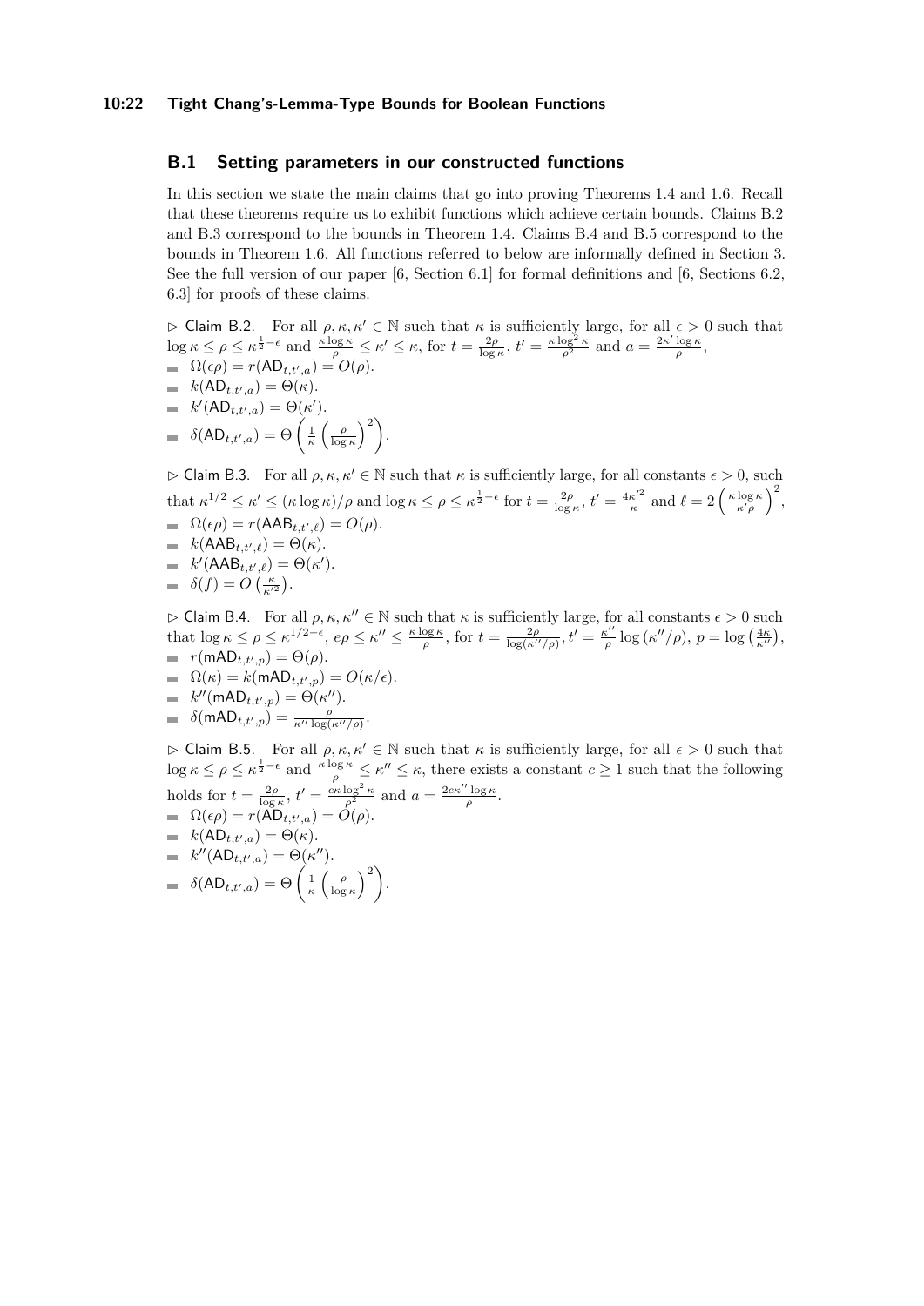## B.1 Setting parameters in our constructed functions

In this section we state the main claims that go into proving Theorems 1.4 and 1.6. Recall that these theorems require us to exhibit functions which achieve certain bounds. Claims B.2 and B.3 correspond to the bounds in Theorem 1.4. Claims B.4 and B.5 correspond to the bounds in Theorem 1.6. All functions referred to below are informally defined in Section 3. See the full version of our paper [6, Section 6.1] for formal definitions and [6, Sections 6.2, 6.3] for proofs of these claims.

▷ Claim B.2. For all $\rho, \kappa, \kappa' \in \mathbb{N}$ such that $\kappa$ is sufficiently large, for all $\epsilon > 0$ such that $\log\kappa \leq \rho \leq \kappa^{\frac{1}{2}-\epsilon}$ and $\frac{\kappa\log\kappa}{\rho} \leq \kappa' \leq \kappa$, for $t = \frac{2\rho}{\log\kappa}$, $t' = \frac{\kappa\log^2\kappa}{\rho^2}$ and $a = \frac{2\kappa'\log\kappa}{\rho}$,

- $\Omega(\epsilon\rho) = r(\mathsf{AD}_{t,t',a}) = O(\rho)$.
- $k(\mathsf{AD}_{t,t',a}) = \Theta(\kappa)$.
- $k'(\mathsf{AD}_{t,t',a}) = \Theta(\kappa')$.
- $\delta(\mathsf{AD}_{t,t',a}) = \Theta\left(\frac{1}{\kappa}\left(\frac{\rho}{\log\kappa}\right)^2\right)$.

▷ Claim B.3. For all $\rho, \kappa, \kappa' \in \mathbb{N}$ such that $\kappa$ is sufficiently large, for all constants $\epsilon > 0$, such that $\kappa^{1/2} \leq \kappa' \leq (\kappa\log\kappa)/\rho$ and $\log\kappa \leq \rho \leq \kappa^{\frac{1}{2}-\epsilon}$ for $t = \frac{2\rho}{\log\kappa}$, $t' = \frac{4\kappa'^2}{\kappa}$ and $\ell = 2\left(\frac{\kappa\log\kappa}{\kappa'\rho}\right)^2$,

- $\Omega(\epsilon\rho) = r(\mathsf{AAB}_{t,t',\ell}) = O(\rho)$.
- $k(\mathsf{AAB}_{t,t',\ell}) = \Theta(\kappa)$.
- $k'(\mathsf{AAB}_{t,t',\ell}) = \Theta(\kappa')$.
- $\delta(f) = O\left(\frac{\kappa}{\kappa'^2}\right)$.

▷ Claim B.4. For all $\rho, \kappa, \kappa'' \in \mathbb{N}$ such that $\kappa$ is sufficiently large, for all constants $\epsilon > 0$ such that $\log\kappa \leq \rho \leq \kappa^{1/2-\epsilon}$, $e\rho \leq \kappa'' \leq \frac{\kappa\log\kappa}{\rho}$, for $t = \frac{2\rho}{\log(\kappa''/\rho)}$, $t' = \frac{\kappa''}{\rho}\log(\kappa''/\rho)$, $p = \log\left(\frac{4\kappa}{\kappa''}\right)$,

- $r(\mathsf{mAD}_{t,t',p}) = \Theta(\rho)$.
- $\Omega(\kappa) = k(\mathsf{mAD}_{t,t',p}) = O(\kappa/\epsilon)$.
- $k''(\mathsf{mAD}_{t,t',p}) = \Theta(\kappa'')$.
- $\delta(\mathsf{mAD}_{t,t',p}) = \frac{\rho}{\kappa''\log(\kappa''/\rho)}$.

▷ Claim B.5. For all $\rho, \kappa, \kappa' \in \mathbb{N}$ such that $\kappa$ is sufficiently large, for all $\epsilon > 0$ such that $\log\kappa \leq \rho \leq \kappa^{\frac{1}{2}-\epsilon}$ and $\frac{\kappa\log\kappa}{\rho} \leq \kappa'' \leq \kappa$, there exists a constant $c \geq 1$ such that the following holds for $t = \frac{2\rho}{\log\kappa}$, $t' = \frac{c\kappa\log^2\kappa}{\rho^2}$ and $a = \frac{2c\kappa''\log\kappa}{\rho}$.

- $\Omega(\epsilon\rho) = r(\mathsf{AD}_{t,t',a}) = O(\rho)$.
- $k(\mathsf{AD}_{t,t',a}) = \Theta(\kappa)$.
- $k''(\mathsf{AD}_{t,t',a}) = \Theta(\kappa'')$.
- $\delta(\mathsf{AD}_{t,t',a}) = \Theta\left(\frac{1}{\kappa}\left(\frac{\rho}{\log\kappa}\right)^2\right)$.